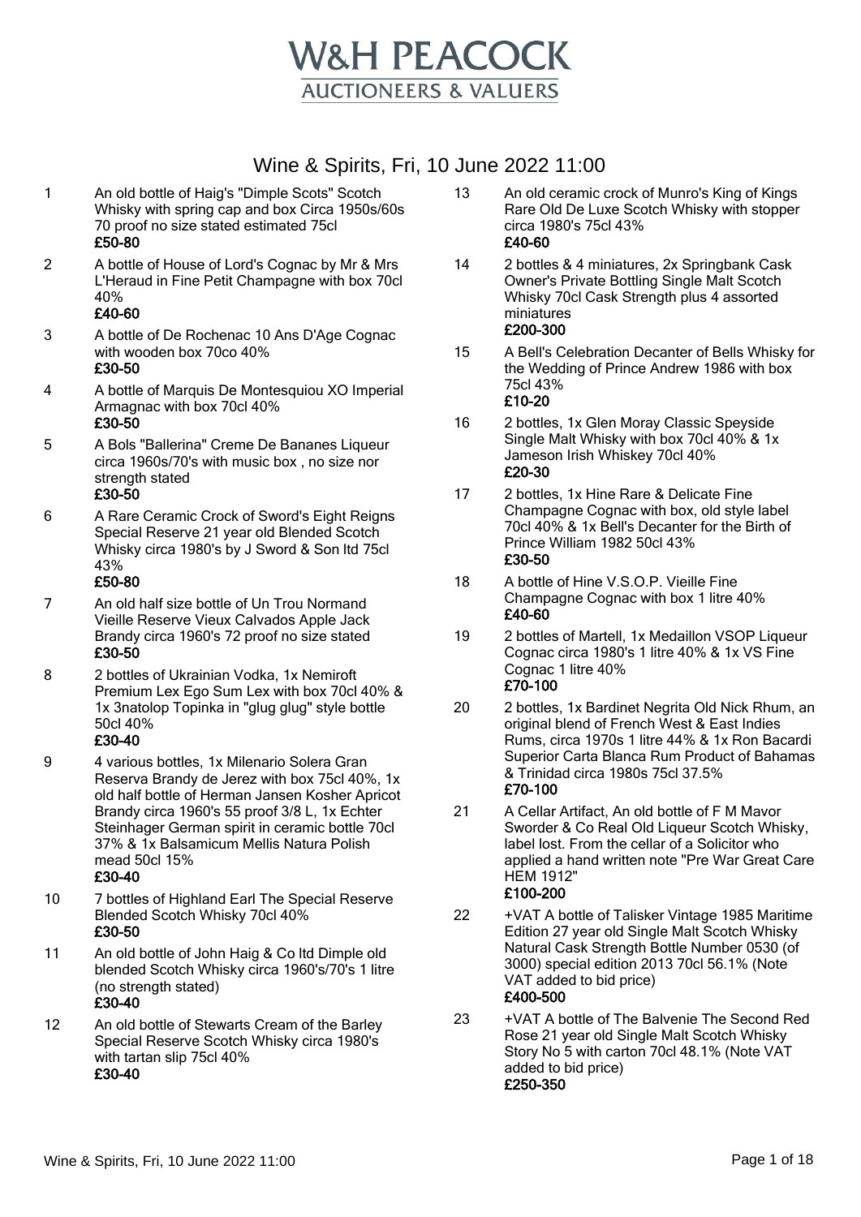# W&H PEACOCK

AUCTIONEERS & VALUERS

## Wine & Spirits, Fri, 10 June 2022 11:00

1 An old bottle of Haig's "Dimple Scots" Scotch Whisky with spring cap and box Circa 1950s/60s 70 proof no size stated estimated 75cl
**£50-80**

2 A bottle of House of Lord's Cognac by Mr & Mrs L'Heraud in Fine Petit Champagne with box 70cl 40%
**£40-60**

3 A bottle of De Rochenac 10 Ans D'Age Cognac with wooden box 70co 40%
**£30-50**

4 A bottle of Marquis De Montesquiou XO Imperial Armagnac with box 70cl 40%
**£30-50**

5 A Bols "Ballerina" Creme De Bananes Liqueur circa 1960s/70's with music box , no size nor strength stated
**£30-50**

6 A Rare Ceramic Crock of Sword's Eight Reigns Special Reserve 21 year old Blended Scotch Whisky circa 1980's by J Sword & Son ltd 75cl 43%
**£50-80**

7 An old half size bottle of Un Trou Normand Vieille Reserve Vieux Calvados Apple Jack Brandy circa 1960's 72 proof no size stated
**£30-50**

8 2 bottles of Ukrainian Vodka, 1x Nemiroft Premium Lex Ego Sum Lex with box 70cl 40% & 1x 3natolop Topinka in "glug glug" style bottle 50cl 40%
**£30-40**

9 4 various bottles, 1x Milenario Solera Gran Reserva Brandy de Jerez with box 75cl 40%, 1x old half bottle of Herman Jansen Kosher Apricot Brandy circa 1960's 55 proof 3/8 L, 1x Echter Steinhager German spirit in ceramic bottle 70cl 37% & 1x Balsamicum Mellis Natura Polish mead 50cl 15%
**£30-40**

10 7 bottles of Highland Earl The Special Reserve Blended Scotch Whisky 70cl 40%
**£30-50**

11 An old bottle of John Haig & Co ltd Dimple old blended Scotch Whisky circa 1960's/70's 1 litre (no strength stated)
**£30-40**

12 An old bottle of Stewarts Cream of the Barley Special Reserve Scotch Whisky circa 1980's with tartan slip 75cl 40%
**£30-40**

13 An old ceramic crock of Munro's King of Kings Rare Old De Luxe Scotch Whisky with stopper circa 1980's 75cl 43%
**£40-60**

14 2 bottles & 4 miniatures, 2x Springbank Cask Owner's Private Bottling Single Malt Scotch Whisky 70cl Cask Strength plus 4 assorted miniatures
**£200-300**

15 A Bell's Celebration Decanter of Bells Whisky for the Wedding of Prince Andrew 1986 with box 75cl 43%
**£10-20**

16 2 bottles, 1x Glen Moray Classic Speyside Single Malt Whisky with box 70cl 40% & 1x Jameson Irish Whiskey 70cl 40%
**£20-30**

17 2 bottles, 1x Hine Rare & Delicate Fine Champagne Cognac with box, old style label 70cl 40% & 1x Bell's Decanter for the Birth of Prince William 1982 50cl 43%
**£30-50**

18 A bottle of Hine V.S.O.P. Vieille Fine Champagne Cognac with box 1 litre 40%
**£40-60**

19 2 bottles of Martell, 1x Medaillon VSOP Liqueur Cognac circa 1980's 1 litre 40% & 1x VS Fine Cognac 1 litre 40%
**£70-100**

20 2 bottles, 1x Bardinet Negrita Old Nick Rhum, an original blend of French West & East Indies Rums, circa 1970s 1 litre 44% & 1x Ron Bacardi Superior Carta Blanca Rum Product of Bahamas & Trinidad circa 1980s 75cl 37.5%
**£70-100**

21 A Cellar Artifact, An old bottle of F M Mavor Sworder & Co Real Old Liqueur Scotch Whisky, label lost. From the cellar of a Solicitor who applied a hand written note "Pre War Great Care HEM 1912"
**£100-200**

22 +VAT A bottle of Talisker Vintage 1985 Maritime Edition 27 year old Single Malt Scotch Whisky Natural Cask Strength Bottle Number 0530 (of 3000) special edition 2013 70cl 56.1% (Note VAT added to bid price)
**£400-500**

23 +VAT A bottle of The Balvenie The Second Red Rose 21 year old Single Malt Scotch Whisky Story No 5 with carton 70cl 48.1% (Note VAT added to bid price)
**£250-350**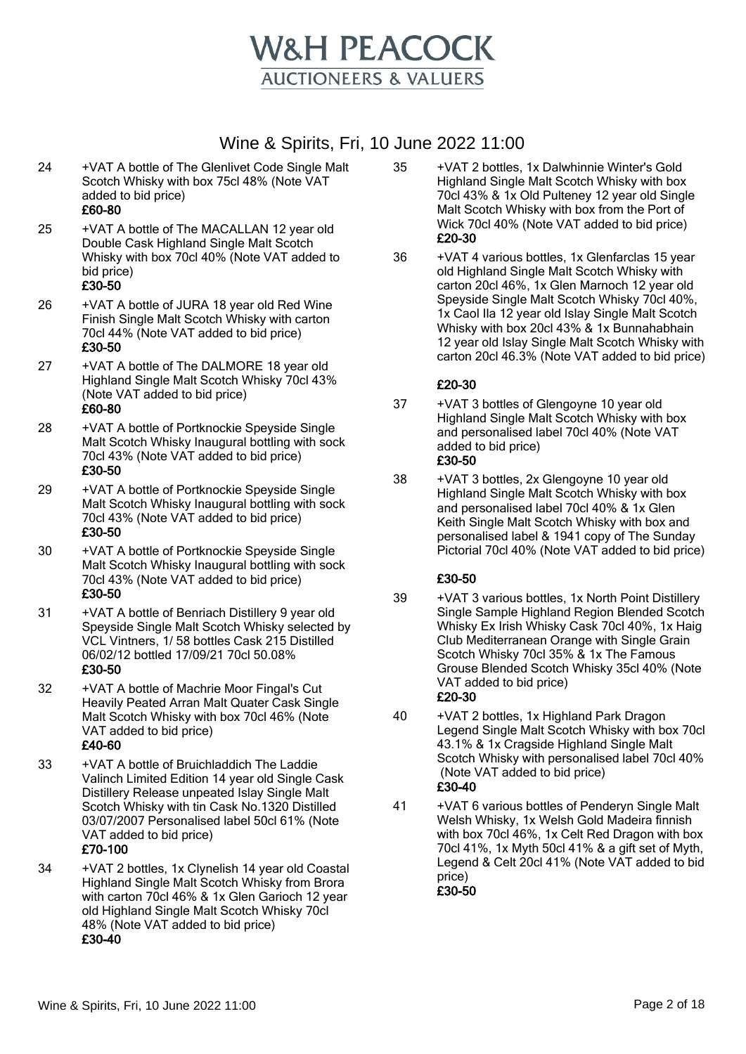# W&H PEACOCK
## AUCTIONEERS & VALUERS

## Wine & Spirits, Fri, 10 June 2022 11:00

24 +VAT A bottle of The Glenlivet Code Single Malt Scotch Whisky with box 75cl 48% (Note VAT added to bid price)
**£60-80**

25 +VAT A bottle of The MACALLAN 12 year old Double Cask Highland Single Malt Scotch Whisky with box 70cl 40% (Note VAT added to bid price)
**£30-50**

26 +VAT A bottle of JURA 18 year old Red Wine Finish Single Malt Scotch Whisky with carton 70cl 44% (Note VAT added to bid price)
**£30-50**

27 +VAT A bottle of The DALMORE 18 year old Highland Single Malt Scotch Whisky 70cl 43% (Note VAT added to bid price)
**£60-80**

28 +VAT A bottle of Portknockie Speyside Single Malt Scotch Whisky Inaugural bottling with sock 70cl 43% (Note VAT added to bid price)
**£30-50**

29 +VAT A bottle of Portknockie Speyside Single Malt Scotch Whisky Inaugural bottling with sock 70cl 43% (Note VAT added to bid price)
**£30-50**

30 +VAT A bottle of Portknockie Speyside Single Malt Scotch Whisky Inaugural bottling with sock 70cl 43% (Note VAT added to bid price)
**£30-50**

31 +VAT A bottle of Benriach Distillery 9 year old Speyside Single Malt Scotch Whisky selected by VCL Vintners, 1/ 58 bottles Cask 215 Distilled 06/02/12 bottled 17/09/21 70cl 50.08%
**£30-50**

32 +VAT A bottle of Machrie Moor Fingal's Cut Heavily Peated Arran Malt Quater Cask Single Malt Scotch Whisky with box 70cl 46% (Note VAT added to bid price)
**£40-60**

33 +VAT A bottle of Bruichladdich The Laddie Valinch Limited Edition 14 year old Single Cask Distillery Release unpeated Islay Single Malt Scotch Whisky with tin Cask No.1320 Distilled 03/07/2007 Personalised label 50cl 61% (Note VAT added to bid price)
**£70-100**

34 +VAT 2 bottles, 1x Clynelish 14 year old Coastal Highland Single Malt Scotch Whisky from Brora with carton 70cl 46% & 1x Glen Garioch 12 year old Highland Single Malt Scotch Whisky 70cl 48% (Note VAT added to bid price)
**£30-40**

35 +VAT 2 bottles, 1x Dalwhinnie Winter's Gold Highland Single Malt Scotch Whisky with box 70cl 43% & 1x Old Pulteney 12 year old Single Malt Scotch Whisky with box from the Port of Wick 70cl 40% (Note VAT added to bid price)
**£20-30**

36 +VAT 4 various bottles, 1x Glenfarclas 15 year old Highland Single Malt Scotch Whisky with carton 20cl 46%, 1x Glen Marnoch 12 year old Speyside Single Malt Scotch Whisky 70cl 40%, 1x Caol Ila 12 year old Islay Single Malt Scotch Whisky with box 20cl 43% & 1x Bunnahabhain 12 year old Islay Single Malt Scotch Whisky with carton 20cl 46.3% (Note VAT added to bid price)
**£20-30**

37 +VAT 3 bottles of Glengoyne 10 year old Highland Single Malt Scotch Whisky with box and personalised label 70cl 40% (Note VAT added to bid price)
**£30-50**

38 +VAT 3 bottles, 2x Glengoyne 10 year old Highland Single Malt Scotch Whisky with box and personalised label 70cl 40% & 1x Glen Keith Single Malt Scotch Whisky with box and personalised label & 1941 copy of The Sunday Pictorial 70cl 40% (Note VAT added to bid price)
**£30-50**

39 +VAT 3 various bottles, 1x North Point Distillery Single Sample Highland Region Blended Scotch Whisky Ex Irish Whisky Cask 70cl 40%, 1x Haig Club Mediterranean Orange with Single Grain Scotch Whisky 70cl 35% & 1x The Famous Grouse Blended Scotch Whisky 35cl 40% (Note VAT added to bid price)
**£20-30**

40 +VAT 2 bottles, 1x Highland Park Dragon Legend Single Malt Scotch Whisky with box 70cl 43.1% & 1x Cragside Highland Single Malt Scotch Whisky with personalised label 70cl 40% (Note VAT added to bid price)
**£30-40**

41 +VAT 6 various bottles of Penderyn Single Malt Welsh Whisky, 1x Welsh Gold Madeira finnish with box 70cl 46%, 1x Celt Red Dragon with box 70cl 41%, 1x Myth 50cl 41% & a gift set of Myth, Legend & Celt 20cl 41% (Note VAT added to bid price)
**£30-50**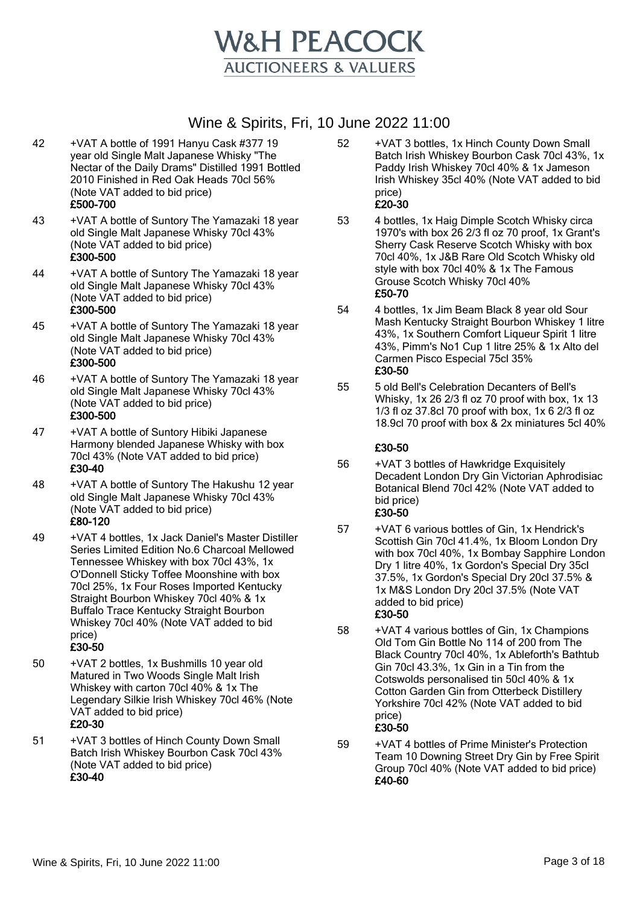# W&H PEACOCK
## AUCTIONEERS & VALUERS

## Wine & Spirits, Fri, 10 June 2022 11:00

42 +VAT A bottle of 1991 Hanyu Cask #377 19 year old Single Malt Japanese Whisky "The Nectar of the Daily Drams" Distilled 1991 Bottled 2010 Finished in Red Oak Heads 70cl 56% (Note VAT added to bid price)
**£500-700**

43 +VAT A bottle of Suntory The Yamazaki 18 year old Single Malt Japanese Whisky 70cl 43% (Note VAT added to bid price)
**£300-500**

44 +VAT A bottle of Suntory The Yamazaki 18 year old Single Malt Japanese Whisky 70cl 43% (Note VAT added to bid price)
**£300-500**

45 +VAT A bottle of Suntory The Yamazaki 18 year old Single Malt Japanese Whisky 70cl 43% (Note VAT added to bid price)
**£300-500**

46 +VAT A bottle of Suntory The Yamazaki 18 year old Single Malt Japanese Whisky 70cl 43% (Note VAT added to bid price)
**£300-500**

47 +VAT A bottle of Suntory Hibiki Japanese Harmony blended Japanese Whisky with box 70cl 43% (Note VAT added to bid price)
**£30-40**

48 +VAT A bottle of Suntory The Hakushu 12 year old Single Malt Japanese Whisky 70cl 43% (Note VAT added to bid price)
**£80-120**

49 +VAT 4 bottles, 1x Jack Daniel's Master Distiller Series Limited Edition No.6 Charcoal Mellowed Tennessee Whiskey with box 70cl 43%, 1x O'Donnell Sticky Toffee Moonshine with box 70cl 25%, 1x Four Roses Imported Kentucky Straight Bourbon Whiskey 70cl 40% & 1x Buffalo Trace Kentucky Straight Bourbon Whiskey 70cl 40% (Note VAT added to bid price)
**£30-50**

50 +VAT 2 bottles, 1x Bushmills 10 year old Matured in Two Woods Single Malt Irish Whiskey with carton 70cl 40% & 1x The Legendary Silkie Irish Whiskey 70cl 46% (Note VAT added to bid price)
**£20-30**

51 +VAT 3 bottles of Hinch County Down Small Batch Irish Whiskey Bourbon Cask 70cl 43% (Note VAT added to bid price)
**£30-40**

52 +VAT 3 bottles, 1x Hinch County Down Small Batch Irish Whiskey Bourbon Cask 70cl 43%, 1x Paddy Irish Whiskey 70cl 40% & 1x Jameson Irish Whiskey 35cl 40% (Note VAT added to bid price)
**£20-30**

53 4 bottles, 1x Haig Dimple Scotch Whisky circa 1970's with box 26 2/3 fl oz 70 proof, 1x Grant's Sherry Cask Reserve Scotch Whisky with box 70cl 40%, 1x J&B Rare Old Scotch Whisky old style with box 70cl 40% & 1x The Famous Grouse Scotch Whisky 70cl 40%
**£50-70**

54 4 bottles, 1x Jim Beam Black 8 year old Sour Mash Kentucky Straight Bourbon Whiskey 1 litre 43%, 1x Southern Comfort Liqueur Spirit 1 litre 43%, Pimm's No1 Cup 1 litre 25% & 1x Alto del Carmen Pisco Especial 75cl 35%
**£30-50**

55 5 old Bell's Celebration Decanters of Bell's Whisky, 1x 26 2/3 fl oz 70 proof with box, 1x 13 1/3 fl oz 37.8cl 70 proof with box, 1x 6 2/3 fl oz 18.9cl 70 proof with box & 2x miniatures 5cl 40%
**£30-50**

56 +VAT 3 bottles of Hawkridge Exquisitely Decadent London Dry Gin Victorian Aphrodisiac Botanical Blend 70cl 42% (Note VAT added to bid price)
**£30-50**

57 +VAT 6 various bottles of Gin, 1x Hendrick's Scottish Gin 70cl 41.4%, 1x Bloom London Dry with box 70cl 40%, 1x Bombay Sapphire London Dry 1 litre 40%, 1x Gordon's Special Dry 35cl 37.5%, 1x Gordon's Special Dry 20cl 37.5% & 1x M&S London Dry 20cl 37.5% (Note VAT added to bid price)
**£30-50**

58 +VAT 4 various bottles of Gin, 1x Champions Old Tom Gin Bottle No 114 of 200 from The Black Country 70cl 40%, 1x Ableforth's Bathtub Gin 70cl 43.3%, 1x Gin in a Tin from the Cotswolds personalised tin 50cl 40% & 1x Cotton Garden Gin from Otterbeck Distillery Yorkshire 70cl 42% (Note VAT added to bid price)
**£30-50**

59 +VAT 4 bottles of Prime Minister's Protection Team 10 Downing Street Dry Gin by Free Spirit Group 70cl 40% (Note VAT added to bid price)
**£40-60**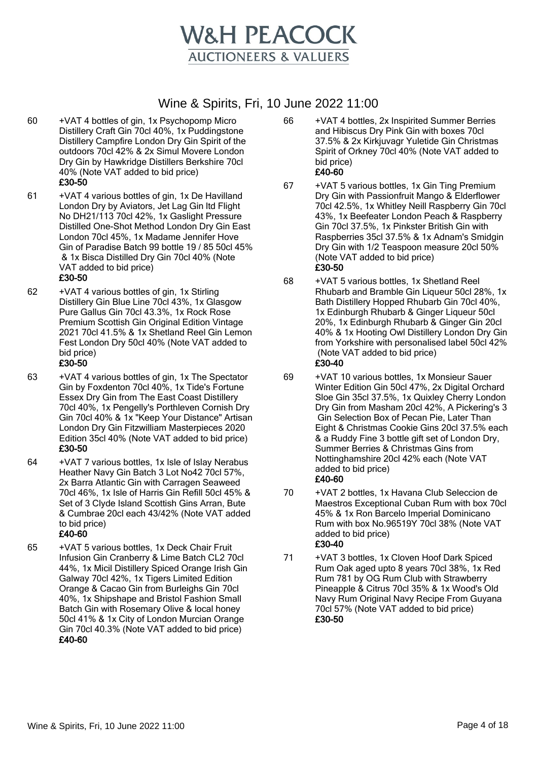# W&H PEACOCK

## AUCTIONEERS & VALUERS

## Wine & Spirits, Fri, 10 June 2022 11:00

60 +VAT 4 bottles of gin, 1x Psychopomp Micro Distillery Craft Gin 70cl 40%, 1x Puddingstone Distillery Campfire London Dry Gin Spirit of the outdoors 70cl 42% & 2x Simul Movere London Dry Gin by Hawkridge Distillers Berkshire 70cl 40% (Note VAT added to bid price)
**£30-50**

61 +VAT 4 various bottles of gin, 1x De Havilland London Dry by Aviators, Jet Lag Gin ltd Flight No DH21/113 70cl 42%, 1x Gaslight Pressure Distilled One-Shot Method London Dry Gin East London 70cl 45%, 1x Madame Jennifer Hove Gin of Paradise Batch 99 bottle 19 / 85 50cl 45% & 1x Bisca Distilled Dry Gin 70cl 40% (Note VAT added to bid price)
**£30-50**

62 +VAT 4 various bottles of gin, 1x Stirling Distillery Gin Blue Line 70cl 43%, 1x Glasgow Pure Gallus Gin 70cl 43.3%, 1x Rock Rose Premium Scottish Gin Original Edition Vintage 2021 70cl 41.5% & 1x Shetland Reel Gin Lemon Fest London Dry 50cl 40% (Note VAT added to bid price)
**£30-50**

63 +VAT 4 various bottles of gin, 1x The Spectator Gin by Foxdenton 70cl 40%, 1x Tide's Fortune Essex Dry Gin from The East Coast Distillery 70cl 40%, 1x Pengelly's Porthleven Cornish Dry Gin 70cl 40% & 1x "Keep Your Distance" Artisan London Dry Gin Fitzwilliam Masterpieces 2020 Edition 35cl 40% (Note VAT added to bid price)
**£30-50**

64 +VAT 7 various bottles, 1x Isle of Islay Nerabus Heather Navy Gin Batch 3 Lot No42 70cl 57%, 2x Barra Atlantic Gin with Carragen Seaweed 70cl 46%, 1x Isle of Harris Gin Refill 50cl 45% & Set of 3 Clyde Island Scottish Gins Arran, Bute & Cumbrae 20cl each 43/42% (Note VAT added to bid price)
**£40-60**

65 +VAT 5 various bottles, 1x Deck Chair Fruit Infusion Gin Cranberry & Lime Batch CL2 70cl 44%, 1x Micil Distillery Spiced Orange Irish Gin Galway 70cl 42%, 1x Tigers Limited Edition Orange & Cacao Gin from Burleighs Gin 70cl 40%, 1x Shipshape and Bristol Fashion Small Batch Gin with Rosemary Olive & local honey 50cl 41% & 1x City of London Murcian Orange Gin 70cl 40.3% (Note VAT added to bid price)
**£40-60**

66 +VAT 4 bottles, 2x Inspirited Summer Berries and Hibiscus Dry Pink Gin with boxes 70cl 37.5% & 2x Kirkjuvagr Yuletide Gin Christmas Spirit of Orkney 70cl 40% (Note VAT added to bid price)
**£40-60**

67 +VAT 5 various bottles, 1x Gin Ting Premium Dry Gin with Passionfruit Mango & Elderflower 70cl 42.5%, 1x Whitley Neill Raspberry Gin 70cl 43%, 1x Beefeater London Peach & Raspberry Gin 70cl 37.5%, 1x Pinkster British Gin with Raspberries 35cl 37.5% & 1x Adnam's Smidgin Dry Gin with 1/2 Teaspoon measure 20cl 50% (Note VAT added to bid price)
**£30-50**

68 +VAT 5 various bottles, 1x Shetland Reel Rhubarb and Bramble Gin Liqueur 50cl 28%, 1x Bath Distillery Hopped Rhubarb Gin 70cl 40%, 1x Edinburgh Rhubarb & Ginger Liqueur 50cl 20%, 1x Edinburgh Rhubarb & Ginger Gin 20cl 40% & 1x Hooting Owl Distillery London Dry Gin from Yorkshire with personalised label 50cl 42% (Note VAT added to bid price)
**£30-40**

69 +VAT 10 various bottles, 1x Monsieur Sauer Winter Edition Gin 50cl 47%, 2x Digital Orchard Sloe Gin 35cl 37.5%, 1x Quixley Cherry London Dry Gin from Masham 20cl 42%, A Pickering's 3 Gin Selection Box of Pecan Pie, Later Than Eight & Christmas Cookie Gins 20cl 37.5% each & a Ruddy Fine 3 bottle gift set of London Dry, Summer Berries & Christmas Gins from Nottinghamshire 20cl 42% each (Note VAT added to bid price)
**£40-60**

70 +VAT 2 bottles, 1x Havana Club Seleccion de Maestros Exceptional Cuban Rum with box 70cl 45% & 1x Ron Barcelo Imperial Dominicano Rum with box No.96519Y 70cl 38% (Note VAT added to bid price)
**£30-40**

71 +VAT 3 bottles, 1x Cloven Hoof Dark Spiced Rum Oak aged upto 8 years 70cl 38%, 1x Red Rum 781 by OG Rum Club with Strawberry Pineapple & Citrus 70cl 35% & 1x Wood's Old Navy Rum Original Navy Recipe From Guyana 70cl 57% (Note VAT added to bid price)
**£30-50**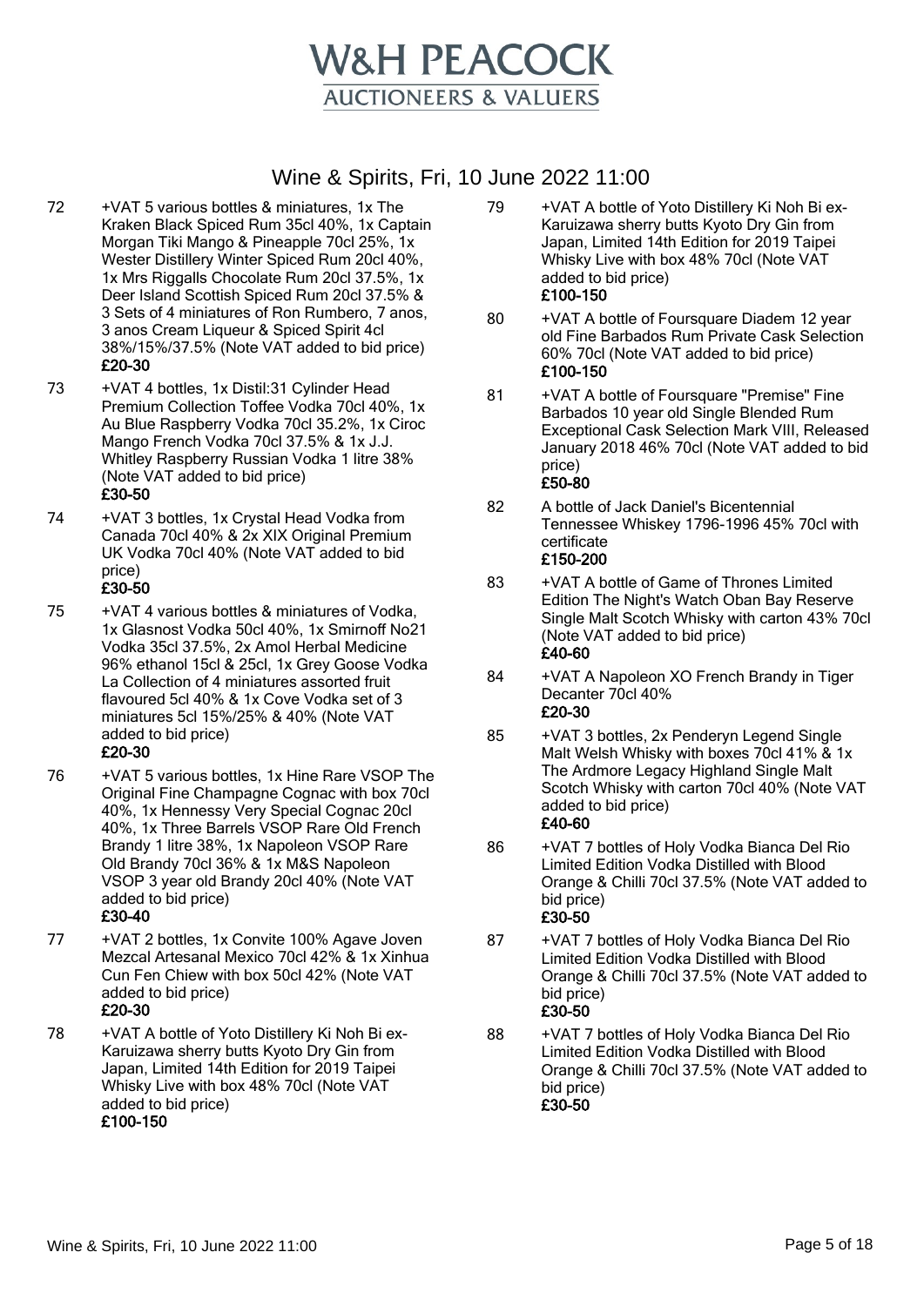72 +VAT 5 various bottles & miniatures, 1x The Kraken Black Spiced Rum 35cl 40%, 1x Captain Morgan Tiki Mango & Pineapple 70cl 25%, 1x Wester Distillery Winter Spiced Rum 20cl 40%, 1x Mrs Riggalls Chocolate Rum 20cl 37.5%, 1x Deer Island Scottish Spiced Rum 20cl 37.5% & 3 Sets of 4 miniatures of Ron Rumbero, 7 anos, 3 anos Cream Liqueur & Spiced Spirit 4cl 38%/15%/37.5% (Note VAT added to bid price)
**£20-30**

73 +VAT 4 bottles, 1x Distil:31 Cylinder Head Premium Collection Toffee Vodka 70cl 40%, 1x Au Blue Raspberry Vodka 70cl 35.2%, 1x Ciroc Mango French Vodka 70cl 37.5% & 1x J.J. Whitley Raspberry Russian Vodka 1 litre 38% (Note VAT added to bid price)
**£30-50**

74 +VAT 3 bottles, 1x Crystal Head Vodka from Canada 70cl 40% & 2x XIX Original Premium UK Vodka 70cl 40% (Note VAT added to bid price)
**£30-50**

75 +VAT 4 various bottles & miniatures of Vodka, 1x Glasnost Vodka 50cl 40%, 1x Smirnoff No21 Vodka 35cl 37.5%, 2x Amol Herbal Medicine 96% ethanol 15cl & 25cl, 1x Grey Goose Vodka La Collection of 4 miniatures assorted fruit flavoured 5cl 40% & 1x Cove Vodka set of 3 miniatures 5cl 15%/25% & 40% (Note VAT added to bid price)
**£20-30**

76 +VAT 5 various bottles, 1x Hine Rare VSOP The Original Fine Champagne Cognac with box 70cl 40%, 1x Hennessy Very Special Cognac 20cl 40%, 1x Three Barrels VSOP Rare Old French Brandy 1 litre 38%, 1x Napoleon VSOP Rare Old Brandy 70cl 36% & 1x M&S Napoleon VSOP 3 year old Brandy 20cl 40% (Note VAT added to bid price)
**£30-40**

77 +VAT 2 bottles, 1x Convite 100% Agave Joven Mezcal Artesanal Mexico 70cl 42% & 1x Xinhua Cun Fen Chiew with box 50cl 42% (Note VAT added to bid price)
**£20-30**

78 +VAT A bottle of Yoto Distillery Ki Noh Bi ex-Karuizawa sherry butts Kyoto Dry Gin from Japan, Limited 14th Edition for 2019 Taipei Whisky Live with box 48% 70cl (Note VAT added to bid price)
**£100-150**

79 +VAT A bottle of Yoto Distillery Ki Noh Bi ex-Karuizawa sherry butts Kyoto Dry Gin from Japan, Limited 14th Edition for 2019 Taipei Whisky Live with box 48% 70cl (Note VAT added to bid price)
**£100-150**

80 +VAT A bottle of Foursquare Diadem 12 year old Fine Barbados Rum Private Cask Selection 60% 70cl (Note VAT added to bid price)
**£100-150**

81 +VAT A bottle of Foursquare "Premise" Fine Barbados 10 year old Single Blended Rum Exceptional Cask Selection Mark VIII, Released January 2018 46% 70cl (Note VAT added to bid price)
**£50-80**

82 A bottle of Jack Daniel's Bicentennial Tennessee Whiskey 1796-1996 45% 70cl with certificate
**£150-200**

83 +VAT A bottle of Game of Thrones Limited Edition The Night's Watch Oban Bay Reserve Single Malt Scotch Whisky with carton 43% 70cl (Note VAT added to bid price)
**£40-60**

84 +VAT A Napoleon XO French Brandy in Tiger Decanter 70cl 40%
**£20-30**

85 +VAT 3 bottles, 2x Penderyn Legend Single Malt Welsh Whisky with boxes 70cl 41% & 1x The Ardmore Legacy Highland Single Malt Scotch Whisky with carton 70cl 40% (Note VAT added to bid price)
**£40-60**

86 +VAT 7 bottles of Holy Vodka Bianca Del Rio Limited Edition Vodka Distilled with Blood Orange & Chilli 70cl 37.5% (Note VAT added to bid price)
**£30-50**

87 +VAT 7 bottles of Holy Vodka Bianca Del Rio Limited Edition Vodka Distilled with Blood Orange & Chilli 70cl 37.5% (Note VAT added to bid price)
**£30-50**

88 +VAT 7 bottles of Holy Vodka Bianca Del Rio Limited Edition Vodka Distilled with Blood Orange & Chilli 70cl 37.5% (Note VAT added to bid price)
**£30-50**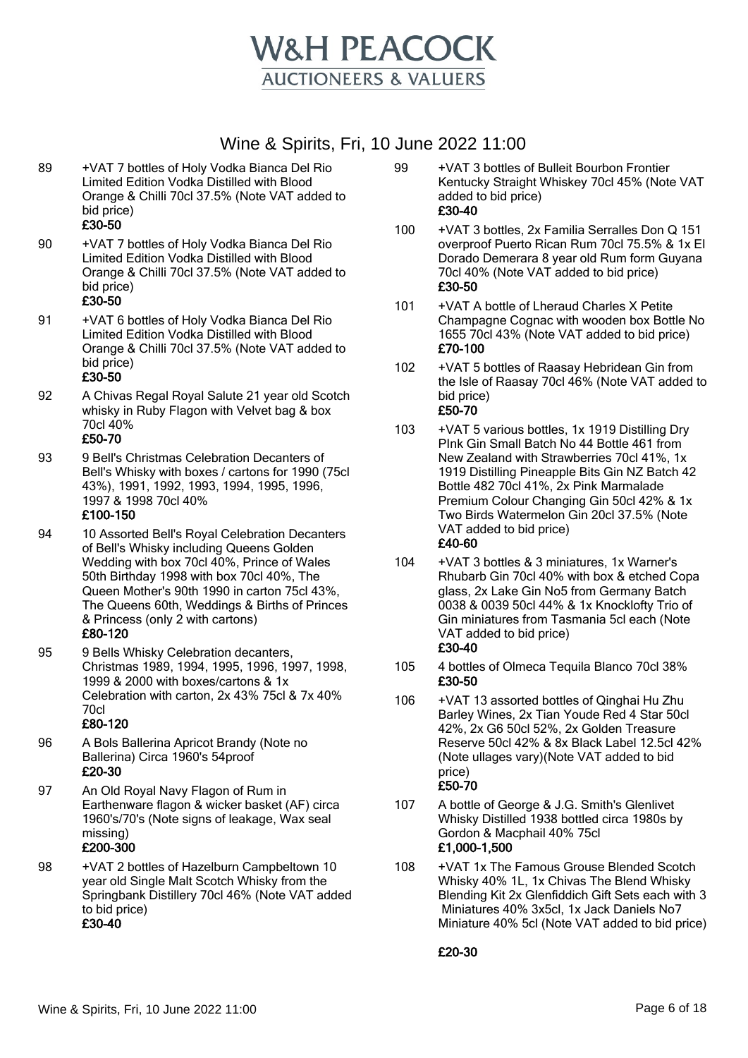# W&H PEACOCK

AUCTIONEERS & VALUERS

## Wine & Spirits, Fri, 10 June 2022 11:00

89 +VAT 7 bottles of Holy Vodka Bianca Del Rio Limited Edition Vodka Distilled with Blood Orange & Chilli 70cl 37.5% (Note VAT added to bid price)
**£30-50**

90 +VAT 7 bottles of Holy Vodka Bianca Del Rio Limited Edition Vodka Distilled with Blood Orange & Chilli 70cl 37.5% (Note VAT added to bid price)
**£30-50**

91 +VAT 6 bottles of Holy Vodka Bianca Del Rio Limited Edition Vodka Distilled with Blood Orange & Chilli 70cl 37.5% (Note VAT added to bid price)
**£30-50**

92 A Chivas Regal Royal Salute 21 year old Scotch whisky in Ruby Flagon with Velvet bag & box 70cl 40%
**£50-70**

93 9 Bell's Christmas Celebration Decanters of Bell's Whisky with boxes / cartons for 1990 (75cl 43%), 1991, 1992, 1993, 1994, 1995, 1996, 1997 & 1998 70cl 40%
**£100-150**

94 10 Assorted Bell's Royal Celebration Decanters of Bell's Whisky including Queens Golden Wedding with box 70cl 40%, Prince of Wales 50th Birthday 1998 with box 70cl 40%, The Queen Mother's 90th 1990 in carton 75cl 43%, The Queens 60th, Weddings & Births of Princes & Princess (only 2 with cartons)
**£80-120**

95 9 Bells Whisky Celebration decanters, Christmas 1989, 1994, 1995, 1996, 1997, 1998, 1999 & 2000 with boxes/cartons & 1x Celebration with carton, 2x 43% 75cl & 7x 40% 70cl
**£80-120**

96 A Bols Ballerina Apricot Brandy (Note no Ballerina) Circa 1960's 54proof
**£20-30**

97 An Old Royal Navy Flagon of Rum in Earthenware flagon & wicker basket (AF) circa 1960's/70's (Note signs of leakage, Wax seal missing)
**£200-300**

98 +VAT 2 bottles of Hazelburn Campbeltown 10 year old Single Malt Scotch Whisky from the Springbank Distillery 70cl 46% (Note VAT added to bid price)
**£30-40**

99 +VAT 3 bottles of Bulleit Bourbon Frontier Kentucky Straight Whiskey 70cl 45% (Note VAT added to bid price)
**£30-40**

100 +VAT 3 bottles, 2x Familia Serralles Don Q 151 overproof Puerto Rican Rum 70cl 75.5% & 1x El Dorado Demerara 8 year old Rum form Guyana 70cl 40% (Note VAT added to bid price)
**£30-50**

101 +VAT A bottle of Lheraud Charles X Petite Champagne Cognac with wooden box Bottle No 1655 70cl 43% (Note VAT added to bid price)
**£70-100**

102 +VAT 5 bottles of Raasay Hebridean Gin from the Isle of Raasay 70cl 46% (Note VAT added to bid price)
**£50-70**

103 +VAT 5 various bottles, 1x 1919 Distilling Dry PInk Gin Small Batch No 44 Bottle 461 from New Zealand with Strawberries 70cl 41%, 1x 1919 Distilling Pineapple Bits Gin NZ Batch 42 Bottle 482 70cl 41%, 2x Pink Marmalade Premium Colour Changing Gin 50cl 42% & 1x Two Birds Watermelon Gin 20cl 37.5% (Note VAT added to bid price)
**£40-60**

104 +VAT 3 bottles & 3 miniatures, 1x Warner's Rhubarb Gin 70cl 40% with box & etched Copa glass, 2x Lake Gin No5 from Germany Batch 0038 & 0039 50cl 44% & 1x Knocklofty Trio of Gin miniatures from Tasmania 5cl each (Note VAT added to bid price)
**£30-40**

105 4 bottles of Olmeca Tequila Blanco 70cl 38%
**£30-50**

106 +VAT 13 assorted bottles of Qinghai Hu Zhu Barley Wines, 2x Tian Youde Red 4 Star 50cl 42%, 2x G6 50cl 52%, 2x Golden Treasure Reserve 50cl 42% & 8x Black Label 12.5cl 42% (Note ullages vary)(Note VAT added to bid price)
**£50-70**

107 A bottle of George & J.G. Smith's Glenlivet Whisky Distilled 1938 bottled circa 1980s by Gordon & Macphail 40% 75cl
**£1,000-1,500**

108 +VAT 1x The Famous Grouse Blended Scotch Whisky 40% 1L, 1x Chivas The Blend Whisky Blending Kit 2x Glenfiddich Gift Sets each with 3 Miniatures 40% 3x5cl, 1x Jack Daniels No7 Miniature 40% 5cl (Note VAT added to bid price)
**£20-30**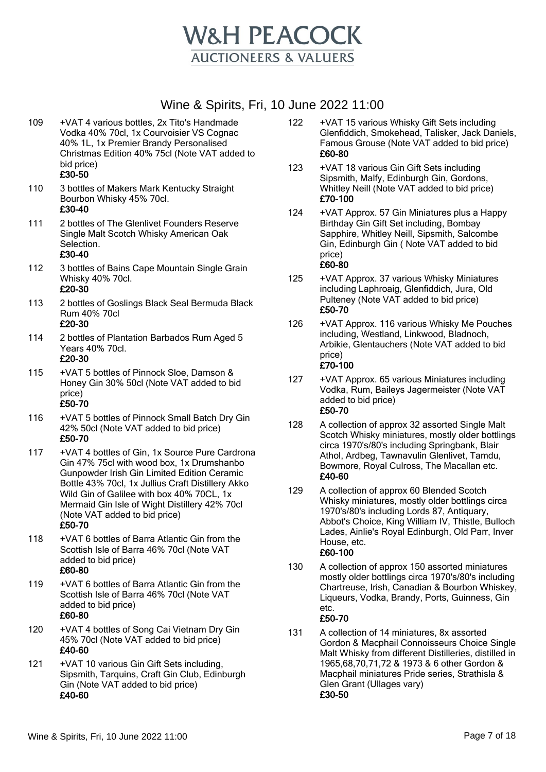# W&H PEACOCK

AUCTIONEERS & VALUERS

## Wine & Spirits, Fri, 10 June 2022 11:00

109 +VAT 4 various bottles, 2x Tito's Handmade Vodka 40% 70cl, 1x Courvoisier VS Cognac 40% 1L, 1x Premier Brandy Personalised Christmas Edition 40% 75cl (Note VAT added to bid price)
**£30-50**

110 3 bottles of Makers Mark Kentucky Straight Bourbon Whisky 45% 70cl.
**£30-40**

111 2 bottles of The Glenlivet Founders Reserve Single Malt Scotch Whisky American Oak Selection.
**£30-40**

112 3 bottles of Bains Cape Mountain Single Grain Whisky 40% 70cl.
**£20-30**

113 2 bottles of Goslings Black Seal Bermuda Black Rum 40% 70cl
**£20-30**

114 2 bottles of Plantation Barbados Rum Aged 5 Years 40% 70cl.
**£20-30**

115 +VAT 5 bottles of Pinnock Sloe, Damson & Honey Gin 30% 50cl (Note VAT added to bid price)
**£50-70**

116 +VAT 5 bottles of Pinnock Small Batch Dry Gin 42% 50cl (Note VAT added to bid price)
**£50-70**

117 +VAT 4 bottles of Gin, 1x Source Pure Cardrona Gin 47% 75cl with wood box, 1x Drumshanbo Gunpowder Irish Gin Limited Edition Ceramic Bottle 43% 70cl, 1x Jullius Craft Distillery Akko Wild Gin of Galilee with box 40% 70CL, 1x Mermaid Gin Isle of Wight Distillery 42% 70cl (Note VAT added to bid price)
**£50-70**

118 +VAT 6 bottles of Barra Atlantic Gin from the Scottish Isle of Barra 46% 70cl (Note VAT added to bid price)
**£60-80**

119 +VAT 6 bottles of Barra Atlantic Gin from the Scottish Isle of Barra 46% 70cl (Note VAT added to bid price)
**£60-80**

120 +VAT 4 bottles of Song Cai Vietnam Dry Gin 45% 70cl (Note VAT added to bid price)
**£40-60**

121 +VAT 10 various Gin Gift Sets including, Sipsmith, Tarquins, Craft Gin Club, Edinburgh Gin (Note VAT added to bid price)
**£40-60**

122 +VAT 15 various Whisky Gift Sets including Glenfiddich, Smokehead, Talisker, Jack Daniels, Famous Grouse (Note VAT added to bid price)
**£60-80**

123 +VAT 18 various Gin Gift Sets including Sipsmith, Malfy, Edinburgh Gin, Gordons, Whitley Neill (Note VAT added to bid price)
**£70-100**

124 +VAT Approx. 57 Gin Miniatures plus a Happy Birthday Gin Gift Set including, Bombay Sapphire, Whitley Neill, Sipsmith, Salcombe Gin, Edinburgh Gin ( Note VAT added to bid price)
**£60-80**

125 +VAT Approx. 37 various Whisky Miniatures including Laphroaig, Glenfiddich, Jura, Old Pulteney (Note VAT added to bid price)
**£50-70**

126 +VAT Approx. 116 various Whisky Me Pouches including, Westland, Linkwood, Bladnoch, Arbikie, Glentauchers (Note VAT added to bid price)
**£70-100**

127 +VAT Approx. 65 various Miniatures including Vodka, Rum, Baileys Jagermeister (Note VAT added to bid price)
**£50-70**

128 A collection of approx 32 assorted Single Malt Scotch Whisky miniatures, mostly older bottlings circa 1970's/80's including Springbank, Blair Athol, Ardbeg, Tawnavulin Glenlivet, Tamdu, Bowmore, Royal Culross, The Macallan etc.
**£40-60**

129 A collection of approx 60 Blended Scotch Whisky miniatures, mostly older bottlings circa 1970's/80's including Lords 87, Antiquary, Abbot's Choice, King William IV, Thistle, Bulloch Lades, Ainlie's Royal Edinburgh, Old Parr, Inver House, etc.
**£60-100**

130 A collection of approx 150 assorted miniatures mostly older bottlings circa 1970's/80's including Chartreuse, Irish, Canadian & Bourbon Whiskey, Liqueurs, Vodka, Brandy, Ports, Guinness, Gin etc.
**£50-70**

131 A collection of 14 miniatures, 8x assorted Gordon & Macphail Connoisseurs Choice Single Malt Whisky from different Distilleries, distilled in 1965,68,70,71,72 & 1973 & 6 other Gordon & Macphail miniatures Pride series, Strathisla & Glen Grant (Ullages vary)
**£30-50**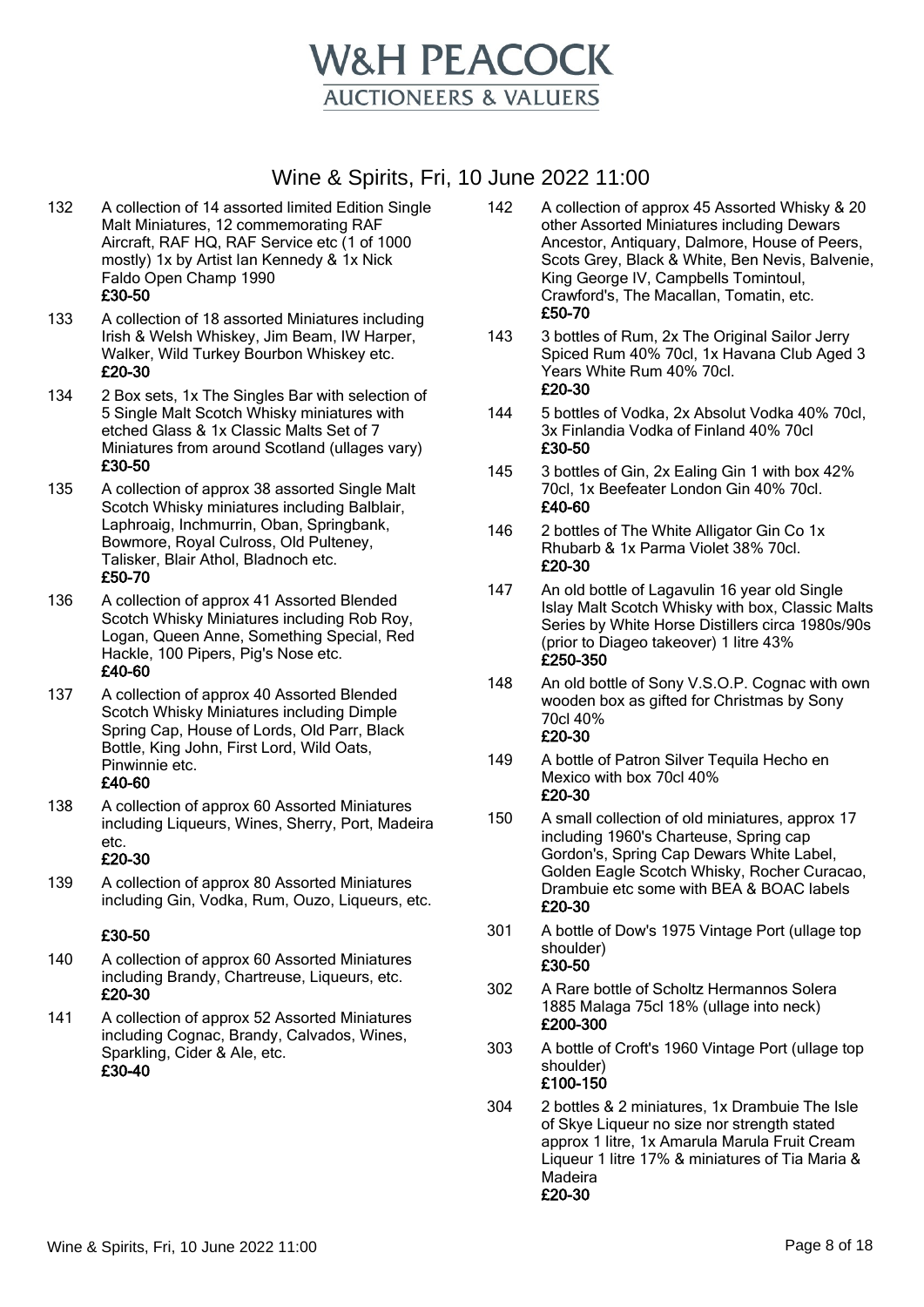# W&H PEACOCK

AUCTIONEERS & VALUERS

## Wine & Spirits, Fri, 10 June 2022 11:00

132 A collection of 14 assorted limited Edition Single Malt Miniatures, 12 commemorating RAF Aircraft, RAF HQ, RAF Service etc (1 of 1000 mostly) 1x by Artist Ian Kennedy & 1x Nick Faldo Open Champ 1990
**£30-50**

133 A collection of 18 assorted Miniatures including Irish & Welsh Whiskey, Jim Beam, IW Harper, Walker, Wild Turkey Bourbon Whiskey etc.
**£20-30**

134 2 Box sets, 1x The Singles Bar with selection of 5 Single Malt Scotch Whisky miniatures with etched Glass & 1x Classic Malts Set of 7 Miniatures from around Scotland (ullages vary)
**£30-50**

135 A collection of approx 38 assorted Single Malt Scotch Whisky miniatures including Balblair, Laphroaig, Inchmurrin, Oban, Springbank, Bowmore, Royal Culross, Old Pulteney, Talisker, Blair Athol, Bladnoch etc.
**£50-70**

136 A collection of approx 41 Assorted Blended Scotch Whisky Miniatures including Rob Roy, Logan, Queen Anne, Something Special, Red Hackle, 100 Pipers, Pig's Nose etc.
**£40-60**

137 A collection of approx 40 Assorted Blended Scotch Whisky Miniatures including Dimple Spring Cap, House of Lords, Old Parr, Black Bottle, King John, First Lord, Wild Oats, Pinwinnie etc.
**£40-60**

138 A collection of approx 60 Assorted Miniatures including Liqueurs, Wines, Sherry, Port, Madeira etc.
**£20-30**

139 A collection of approx 80 Assorted Miniatures including Gin, Vodka, Rum, Ouzo, Liqueurs, etc.
**£30-50**

140 A collection of approx 60 Assorted Miniatures including Brandy, Chartreuse, Liqueurs, etc.
**£20-30**

141 A collection of approx 52 Assorted Miniatures including Cognac, Brandy, Calvados, Wines, Sparkling, Cider & Ale, etc.
**£30-40**

142 A collection of approx 45 Assorted Whisky & 20 other Assorted Miniatures including Dewars Ancestor, Antiquary, Dalmore, House of Peers, Scots Grey, Black & White, Ben Nevis, Balvenie, King George IV, Campbells Tomintoul, Crawford's, The Macallan, Tomatin, etc.
**£50-70**

143 3 bottles of Rum, 2x The Original Sailor Jerry Spiced Rum 40% 70cl, 1x Havana Club Aged 3 Years White Rum 40% 70cl.
**£20-30**

144 5 bottles of Vodka, 2x Absolut Vodka 40% 70cl, 3x Finlandia Vodka of Finland 40% 70cl
**£30-50**

145 3 bottles of Gin, 2x Ealing Gin 1 with box 42% 70cl, 1x Beefeater London Gin 40% 70cl.
**£40-60**

146 2 bottles of The White Alligator Gin Co 1x Rhubarb & 1x Parma Violet 38% 70cl.
**£20-30**

147 An old bottle of Lagavulin 16 year old Single Islay Malt Scotch Whisky with box, Classic Malts Series by White Horse Distillers circa 1980s/90s (prior to Diageo takeover) 1 litre 43%
**£250-350**

148 An old bottle of Sony V.S.O.P. Cognac with own wooden box as gifted for Christmas by Sony 70cl 40%
**£20-30**

149 A bottle of Patron Silver Tequila Hecho en Mexico with box 70cl 40%
**£20-30**

150 A small collection of old miniatures, approx 17 including 1960's Charteuse, Spring cap Gordon's, Spring Cap Dewars White Label, Golden Eagle Scotch Whisky, Rocher Curacao, Drambuie etc some with BEA & BOAC labels
**£20-30**

301 A bottle of Dow's 1975 Vintage Port (ullage top shoulder)
**£30-50**

302 A Rare bottle of Scholtz Hermannos Solera 1885 Malaga 75cl 18% (ullage into neck)
**£200-300**

303 A bottle of Croft's 1960 Vintage Port (ullage top shoulder)
**£100-150**

304 2 bottles & 2 miniatures, 1x Drambuie The Isle of Skye Liqueur no size nor strength stated approx 1 litre, 1x Amarula Marula Fruit Cream Liqueur 1 litre 17% & miniatures of Tia Maria & Madeira
**£20-30**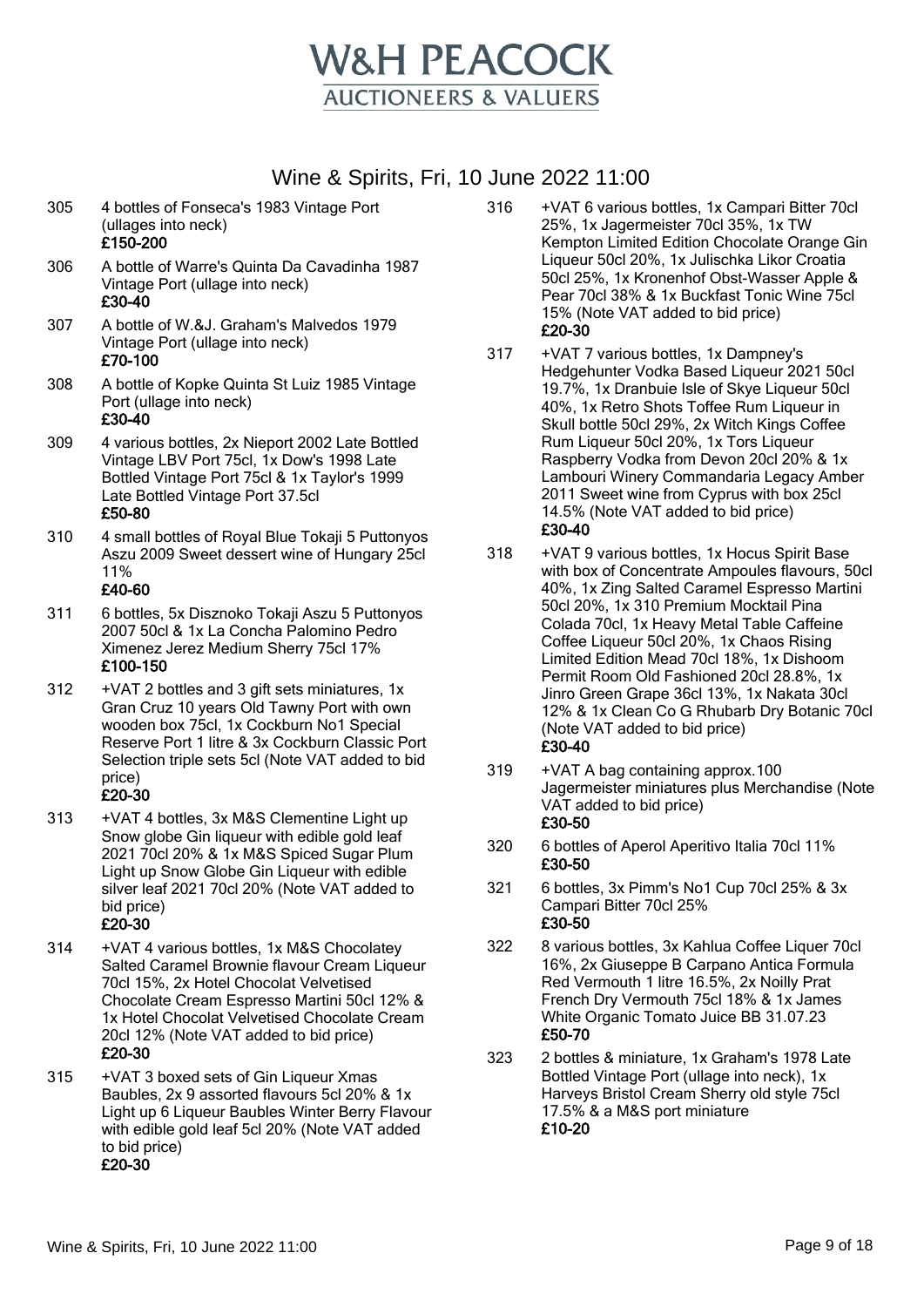# W&H PEACOCK

## AUCTIONEERS & VALUERS

## Wine & Spirits, Fri, 10 June 2022 11:00

305 4 bottles of Fonseca's 1983 Vintage Port (ullages into neck)
**£150-200**

306 A bottle of Warre's Quinta Da Cavadinha 1987 Vintage Port (ullage into neck)
**£30-40**

307 A bottle of W.&J. Graham's Malvedos 1979 Vintage Port (ullage into neck)
**£70-100**

308 A bottle of Kopke Quinta St Luiz 1985 Vintage Port (ullage into neck)
**£30-40**

309 4 various bottles, 2x Nieport 2002 Late Bottled Vintage LBV Port 75cl, 1x Dow's 1998 Late Bottled Vintage Port 75cl & 1x Taylor's 1999 Late Bottled Vintage Port 37.5cl
**£50-80**

310 4 small bottles of Royal Blue Tokaji 5 Puttonyos Aszu 2009 Sweet dessert wine of Hungary 25cl 11%
**£40-60**

311 6 bottles, 5x Disznoko Tokaji Aszu 5 Puttonyos 2007 50cl & 1x La Concha Palomino Pedro Ximenez Jerez Medium Sherry 75cl 17%
**£100-150**

312 +VAT 2 bottles and 3 gift sets miniatures, 1x Gran Cruz 10 years Old Tawny Port with own wooden box 75cl, 1x Cockburn No1 Special Reserve Port 1 litre & 3x Cockburn Classic Port Selection triple sets 5cl (Note VAT added to bid price)
**£20-30**

313 +VAT 4 bottles, 3x M&S Clementine Light up Snow globe Gin liqueur with edible gold leaf 2021 70cl 20% & 1x M&S Spiced Sugar Plum Light up Snow Globe Gin Liqueur with edible silver leaf 2021 70cl 20% (Note VAT added to bid price)
**£20-30**

314 +VAT 4 various bottles, 1x M&S Chocolatey Salted Caramel Brownie flavour Cream Liqueur 70cl 15%, 2x Hotel Chocolat Velvetised Chocolate Cream Espresso Martini 50cl 12% & 1x Hotel Chocolat Velvetised Chocolate Cream 20cl 12% (Note VAT added to bid price)
**£20-30**

315 +VAT 3 boxed sets of Gin Liqueur Xmas Baubles, 2x 9 assorted flavours 5cl 20% & 1x Light up 6 Liqueur Baubles Winter Berry Flavour with edible gold leaf 5cl 20% (Note VAT added to bid price)
**£20-30**

316 +VAT 6 various bottles, 1x Campari Bitter 70cl 25%, 1x Jagermeister 70cl 35%, 1x TW Kempton Limited Edition Chocolate Orange Gin Liqueur 50cl 20%, 1x Julischka Likor Croatia 50cl 25%, 1x Kronenhof Obst-Wasser Apple & Pear 70cl 38% & 1x Buckfast Tonic Wine 75cl 15% (Note VAT added to bid price)
**£20-30**

317 +VAT 7 various bottles, 1x Dampney's Hedgehunter Vodka Based Liqueur 2021 50cl 19.7%, 1x Dranbuie Isle of Skye Liqueur 50cl 40%, 1x Retro Shots Toffee Rum Liqueur in Skull bottle 50cl 29%, 2x Witch Kings Coffee Rum Liqueur 50cl 20%, 1x Tors Liqueur Raspberry Vodka from Devon 20cl 20% & 1x Lambouri Winery Commandaria Legacy Amber 2011 Sweet wine from Cyprus with box 25cl 14.5% (Note VAT added to bid price)
**£30-40**

318 +VAT 9 various bottles, 1x Hocus Spirit Base with box of Concentrate Ampoules flavours, 50cl 40%, 1x Zing Salted Caramel Espresso Martini 50cl 20%, 1x 310 Premium Mocktail Pina Colada 70cl, 1x Heavy Metal Table Caffeine Coffee Liqueur 50cl 20%, 1x Chaos Rising Limited Edition Mead 70cl 18%, 1x Dishoom Permit Room Old Fashioned 20cl 28.8%, 1x Jinro Green Grape 36cl 13%, 1x Nakata 30cl 12% & 1x Clean Co G Rhubarb Dry Botanic 70cl (Note VAT added to bid price)
**£30-40**

319 +VAT A bag containing approx.100 Jagermeister miniatures plus Merchandise (Note VAT added to bid price)
**£30-50**

320 6 bottles of Aperol Aperitivo Italia 70cl 11%
**£30-50**

321 6 bottles, 3x Pimm's No1 Cup 70cl 25% & 3x Campari Bitter 70cl 25%
**£30-50**

322 8 various bottles, 3x Kahlua Coffee Liquer 70cl 16%, 2x Giuseppe B Carpano Antica Formula Red Vermouth 1 litre 16.5%, 2x Noilly Prat French Dry Vermouth 75cl 18% & 1x James White Organic Tomato Juice BB 31.07.23
**£50-70**

323 2 bottles & miniature, 1x Graham's 1978 Late Bottled Vintage Port (ullage into neck), 1x Harveys Bristol Cream Sherry old style 75cl 17.5% & a M&S port miniature
**£10-20**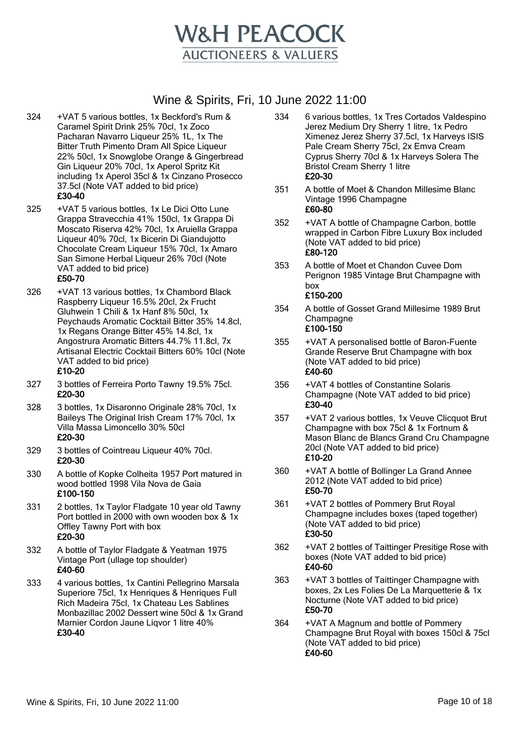# Wine & Spirits, Fri, 10 June 2022 11:00

324 +VAT 5 various bottles, 1x Beckford's Rum & Caramel Spirit Drink 25% 70cl, 1x Zoco Pacharan Navarro Liqueur 25% 1L, 1x The Bitter Truth Pimento Dram All Spice Liqueur 22% 50cl, 1x Snowglobe Orange & Gingerbread Gin Liqueur 20% 70cl, 1x Aperol Spritz Kit including 1x Aperol 35cl & 1x Cinzano Prosecco 37.5cl (Note VAT added to bid price)
**£30-40**

325 +VAT 5 various bottles, 1x Le Dici Otto Lune Grappa Stravecchia 41% 150cl, 1x Grappa Di Moscato Riserva 42% 70cl, 1x Aruiella Grappa Liqueur 40% 70cl, 1x Bicerin Di Giandujotto Chocolate Cream Liqueur 15% 70cl, 1x Amaro San Simone Herbal Liqueur 26% 70cl (Note VAT added to bid price)
**£50-70**

326 +VAT 13 various bottles, 1x Chambord Black Raspberry Liqueur 16.5% 20cl, 2x Frucht Gluhwein 1 Chili & 1x Hanf 8% 50cl, 1x Peychauds Aromatic Cocktail Bitter 35% 14.8cl, 1x Regans Orange Bitter 45% 14.8cl, 1x Angostrura Aromatic Bitters 44.7% 11.8cl, 7x Artisanal Electric Cocktail Bitters 60% 10cl (Note VAT added to bid price)
**£10-20**

327 3 bottles of Ferreira Porto Tawny 19.5% 75cl.
**£20-30**

328 3 bottles, 1x Disaronno Originale 28% 70cl, 1x Baileys The Original Irish Cream 17% 70cl, 1x Villa Massa Limoncello 30% 50cl
**£20-30**

329 3 bottles of Cointreau Liqueur 40% 70cl.
**£20-30**

330 A bottle of Kopke Colheita 1957 Port matured in wood bottled 1998 Vila Nova de Gaia
**£100-150**

331 2 bottles, 1x Taylor Fladgate 10 year old Tawny Port bottled in 2000 with own wooden box & 1x Offley Tawny Port with box
**£20-30**

332 A bottle of Taylor Fladgate & Yeatman 1975 Vintage Port (ullage top shoulder)
**£40-60**

333 4 various bottles, 1x Cantini Pellegrino Marsala Superiore 75cl, 1x Henriques & Henriques Full Rich Madeira 75cl, 1x Chateau Les Sablines Monbazillac 2002 Dessert wine 50cl & 1x Grand Marnier Cordon Jaune Liqvor 1 litre 40%
**£30-40**

334 6 various bottles, 1x Tres Cortados Valdespino Jerez Medium Dry Sherry 1 litre, 1x Pedro Ximenez Jerez Sherry 37.5cl, 1x Harveys ISIS Pale Cream Sherry 75cl, 2x Emva Cream Cyprus Sherry 70cl & 1x Harveys Solera The Bristol Cream Sherry 1 litre
**£20-30**

351 A bottle of Moet & Chandon Millesime Blanc Vintage 1996 Champagne
**£60-80**

352 +VAT A bottle of Champagne Carbon, bottle wrapped in Carbon Fibre Luxury Box included (Note VAT added to bid price)
**£80-120**

353 A bottle of Moet et Chandon Cuvee Dom Perignon 1985 Vintage Brut Champagne with box
**£150-200**

354 A bottle of Gosset Grand Millesime 1989 Brut Champagne
**£100-150**

355 +VAT A personalised bottle of Baron-Fuente Grande Reserve Brut Champagne with box (Note VAT added to bid price)
**£40-60**

356 +VAT 4 bottles of Constantine Solaris Champagne (Note VAT added to bid price)
**£30-40**

357 +VAT 2 various bottles, 1x Veuve Clicquot Brut Champagne with box 75cl & 1x Fortnum & Mason Blanc de Blancs Grand Cru Champagne 20cl (Note VAT added to bid price)
**£10-20**

360 +VAT A bottle of Bollinger La Grand Annee 2012 (Note VAT added to bid price)
**£50-70**

361 +VAT 2 bottles of Pommery Brut Royal Champagne includes boxes (taped together) (Note VAT added to bid price)
**£30-50**

362 +VAT 2 bottles of Taittinger Presitige Rose with boxes (Note VAT added to bid price)
**£40-60**

363 +VAT 3 bottles of Taittinger Champagne with boxes, 2x Les Folies De La Marquetterie & 1x Nocturne (Note VAT added to bid price)
**£50-70**

364 +VAT A Magnum and bottle of Pommery Champagne Brut Royal with boxes 150cl & 75cl (Note VAT added to bid price)
**£40-60**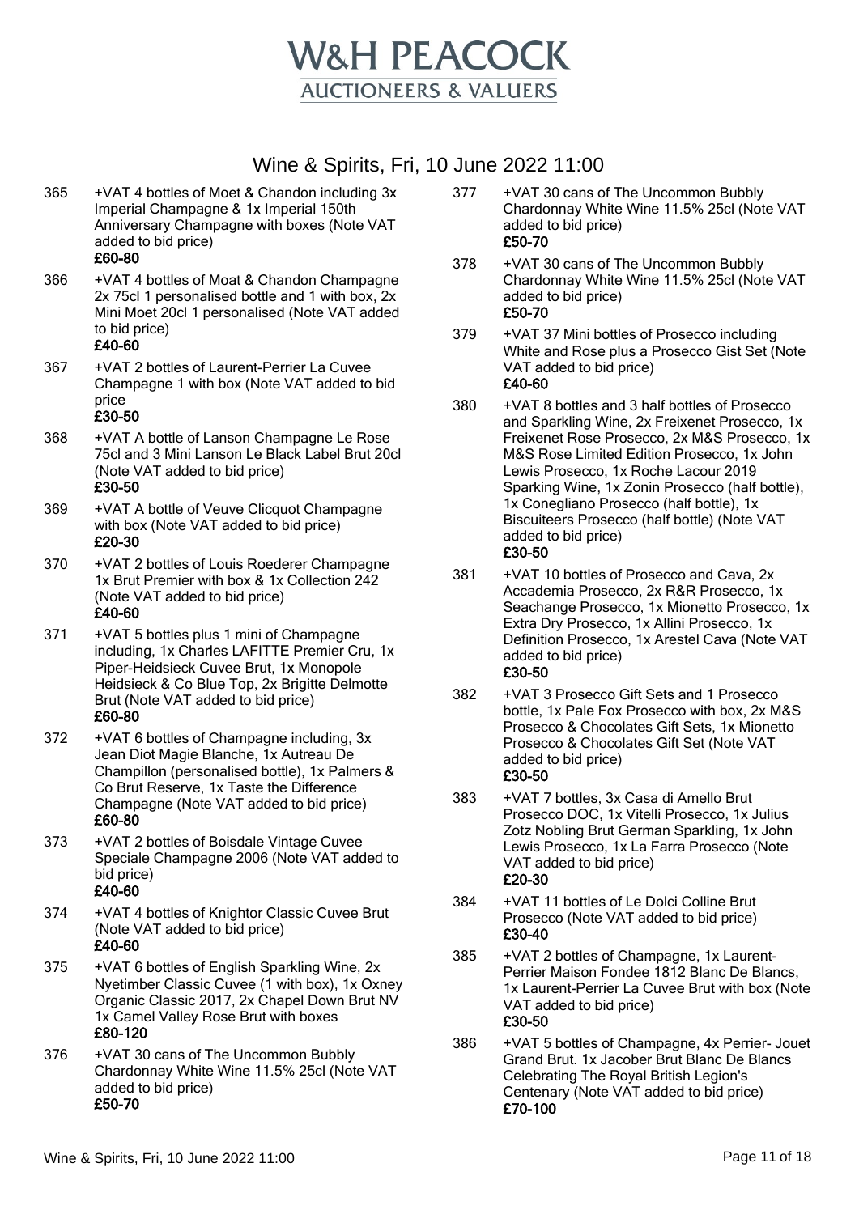# W&H PEACOCK

AUCTIONEERS & VALUERS

## Wine & Spirits, Fri, 10 June 2022 11:00

365 +VAT 4 bottles of Moet & Chandon including 3x Imperial Champagne & 1x Imperial 150th Anniversary Champagne with boxes (Note VAT added to bid price)
**£60-80**

366 +VAT 4 bottles of Moat & Chandon Champagne 2x 75cl 1 personalised bottle and 1 with box, 2x Mini Moet 20cl 1 personalised (Note VAT added to bid price)
**£40-60**

367 +VAT 2 bottles of Laurent-Perrier La Cuvee Champagne 1 with box (Note VAT added to bid price
**£30-50**

368 +VAT A bottle of Lanson Champagne Le Rose 75cl and 3 Mini Lanson Le Black Label Brut 20cl (Note VAT added to bid price)
**£30-50**

369 +VAT A bottle of Veuve Clicquot Champagne with box (Note VAT added to bid price)
**£20-30**

370 +VAT 2 bottles of Louis Roederer Champagne 1x Brut Premier with box & 1x Collection 242 (Note VAT added to bid price)
**£40-60**

371 +VAT 5 bottles plus 1 mini of Champagne including, 1x Charles LAFITTE Premier Cru, 1x Piper-Heidsieck Cuvee Brut, 1x Monopole Heidsieck & Co Blue Top, 2x Brigitte Delmotte Brut (Note VAT added to bid price)
**£60-80**

372 +VAT 6 bottles of Champagne including, 3x Jean Diot Magie Blanche, 1x Autreau De Champillon (personalised bottle), 1x Palmers & Co Brut Reserve, 1x Taste the Difference Champagne (Note VAT added to bid price)
**£60-80**

373 +VAT 2 bottles of Boisdale Vintage Cuvee Speciale Champagne 2006 (Note VAT added to bid price)
**£40-60**

374 +VAT 4 bottles of Knightor Classic Cuvee Brut (Note VAT added to bid price)
**£40-60**

375 +VAT 6 bottles of English Sparkling Wine, 2x Nyetimber Classic Cuvee (1 with box), 1x Oxney Organic Classic 2017, 2x Chapel Down Brut NV 1x Camel Valley Rose Brut with boxes
**£80-120**

376 +VAT 30 cans of The Uncommon Bubbly Chardonnay White Wine 11.5% 25cl (Note VAT added to bid price)
**£50-70**

377 +VAT 30 cans of The Uncommon Bubbly Chardonnay White Wine 11.5% 25cl (Note VAT added to bid price)
**£50-70**

378 +VAT 30 cans of The Uncommon Bubbly Chardonnay White Wine 11.5% 25cl (Note VAT added to bid price)
**£50-70**

379 +VAT 37 Mini bottles of Prosecco including White and Rose plus a Prosecco Gist Set (Note VAT added to bid price)
**£40-60**

380 +VAT 8 bottles and 3 half bottles of Prosecco and Sparkling Wine, 2x Freixenet Prosecco, 1x Freixenet Rose Prosecco, 2x M&S Prosecco, 1x M&S Rose Limited Edition Prosecco, 1x John Lewis Prosecco, 1x Roche Lacour 2019 Sparking Wine, 1x Zonin Prosecco (half bottle), 1x Conegliano Prosecco (half bottle), 1x Biscuiteers Prosecco (half bottle) (Note VAT added to bid price)
**£30-50**

381 +VAT 10 bottles of Prosecco and Cava, 2x Accademia Prosecco, 2x R&R Prosecco, 1x Seachange Prosecco, 1x Mionetto Prosecco, 1x Extra Dry Prosecco, 1x Allini Prosecco, 1x Definition Prosecco, 1x Arestel Cava (Note VAT added to bid price)
**£30-50**

382 +VAT 3 Prosecco Gift Sets and 1 Prosecco bottle, 1x Pale Fox Prosecco with box, 2x M&S Prosecco & Chocolates Gift Sets, 1x Mionetto Prosecco & Chocolates Gift Set (Note VAT added to bid price)
**£30-50**

383 +VAT 7 bottles, 3x Casa di Amello Brut Prosecco DOC, 1x Vitelli Prosecco, 1x Julius Zotz Nobling Brut German Sparkling, 1x John Lewis Prosecco, 1x La Farra Prosecco (Note VAT added to bid price)
**£20-30**

384 +VAT 11 bottles of Le Dolci Colline Brut Prosecco (Note VAT added to bid price)
**£30-40**

385 +VAT 2 bottles of Champagne, 1x Laurent-Perrier Maison Fondee 1812 Blanc De Blancs, 1x Laurent-Perrier La Cuvee Brut with box (Note VAT added to bid price)
**£30-50**

386 +VAT 5 bottles of Champagne, 4x Perrier- Jouet Grand Brut. 1x Jacober Brut Blanc De Blancs Celebrating The Royal British Legion's Centenary (Note VAT added to bid price)
**£70-100**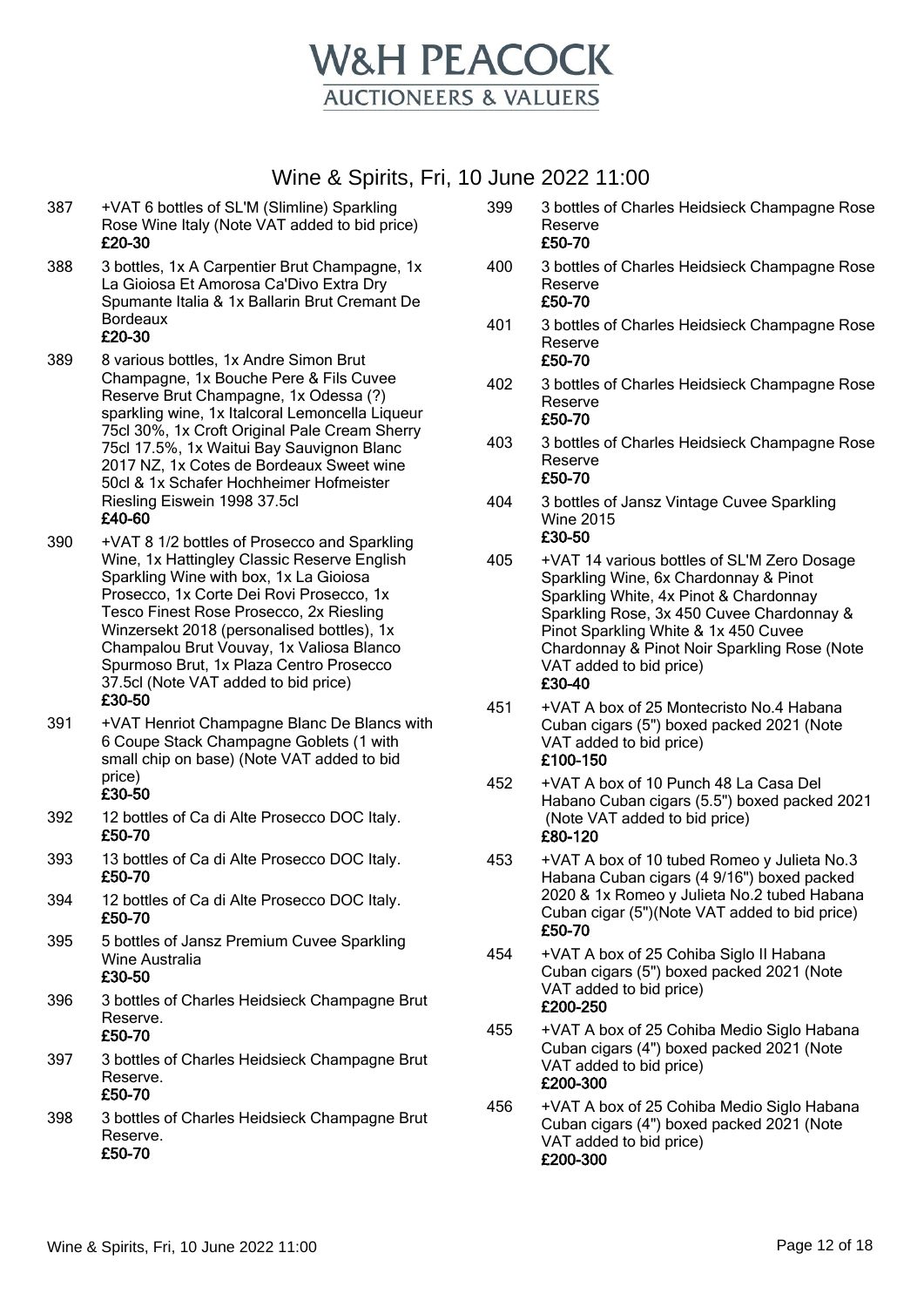# W&H PEACOCK

AUCTIONEERS & VALUERS

## Wine & Spirits, Fri, 10 June 2022 11:00

387 +VAT 6 bottles of SL'M (Slimline) Sparkling Rose Wine Italy (Note VAT added to bid price)
**£20-30**

388 3 bottles, 1x A Carpentier Brut Champagne, 1x La Gioiosa Et Amorosa Ca'Divo Extra Dry Spumante Italia & 1x Ballarin Brut Cremant De Bordeaux
**£20-30**

389 8 various bottles, 1x Andre Simon Brut Champagne, 1x Bouche Pere & Fils Cuvee Reserve Brut Champagne, 1x Odessa (?) sparkling wine, 1x Italcoral Lemoncella Liqueur 75cl 30%, 1x Croft Original Pale Cream Sherry 75cl 17.5%, 1x Waitui Bay Sauvignon Blanc 2017 NZ, 1x Cotes de Bordeaux Sweet wine 50cl & 1x Schafer Hochheimer Hofmeister Riesling Eiswein 1998 37.5cl
**£40-60**

390 +VAT 8 1/2 bottles of Prosecco and Sparkling Wine, 1x Hattingley Classic Reserve English Sparkling Wine with box, 1x La Gioiosa Prosecco, 1x Corte Dei Rovi Prosecco, 1x Tesco Finest Rose Prosecco, 2x Riesling Winzersekt 2018 (personalised bottles), 1x Champalou Brut Vouvay, 1x Valiosa Blanco Spurmoso Brut, 1x Plaza Centro Prosecco 37.5cl (Note VAT added to bid price)
**£30-50**

391 +VAT Henriot Champagne Blanc De Blancs with 6 Coupe Stack Champagne Goblets (1 with small chip on base) (Note VAT added to bid price)
**£30-50**

392 12 bottles of Ca di Alte Prosecco DOC Italy.
**£50-70**

393 13 bottles of Ca di Alte Prosecco DOC Italy.
**£50-70**

394 12 bottles of Ca di Alte Prosecco DOC Italy.
**£50-70**

395 5 bottles of Jansz Premium Cuvee Sparkling Wine Australia
**£30-50**

396 3 bottles of Charles Heidsieck Champagne Brut Reserve.
**£50-70**

397 3 bottles of Charles Heidsieck Champagne Brut Reserve.
**£50-70**

398 3 bottles of Charles Heidsieck Champagne Brut Reserve.
**£50-70**

399 3 bottles of Charles Heidsieck Champagne Rose Reserve
**£50-70**

400 3 bottles of Charles Heidsieck Champagne Rose Reserve
**£50-70**

401 3 bottles of Charles Heidsieck Champagne Rose Reserve
**£50-70**

402 3 bottles of Charles Heidsieck Champagne Rose Reserve
**£50-70**

403 3 bottles of Charles Heidsieck Champagne Rose Reserve
**£50-70**

404 3 bottles of Jansz Vintage Cuvee Sparkling Wine 2015
**£30-50**

405 +VAT 14 various bottles of SL'M Zero Dosage Sparkling Wine, 6x Chardonnay & Pinot Sparkling White, 4x Pinot & Chardonnay Sparkling Rose, 3x 450 Cuvee Chardonnay & Pinot Sparkling White & 1x 450 Cuvee Chardonnay & Pinot Noir Sparkling Rose (Note VAT added to bid price)
**£30-40**

451 +VAT A box of 25 Montecristo No.4 Habana Cuban cigars (5") boxed packed 2021 (Note VAT added to bid price)
**£100-150**

452 +VAT A box of 10 Punch 48 La Casa Del Habano Cuban cigars (5.5") boxed packed 2021 (Note VAT added to bid price)
**£80-120**

453 +VAT A box of 10 tubed Romeo y Julieta No.3 Habana Cuban cigars (4 9/16") boxed packed 2020 & 1x Romeo y Julieta No.2 tubed Habana Cuban cigar (5")(Note VAT added to bid price)
**£50-70**

454 +VAT A box of 25 Cohiba Siglo II Habana Cuban cigars (5") boxed packed 2021 (Note VAT added to bid price)
**£200-250**

455 +VAT A box of 25 Cohiba Medio Siglo Habana Cuban cigars (4") boxed packed 2021 (Note VAT added to bid price)
**£200-300**

456 +VAT A box of 25 Cohiba Medio Siglo Habana Cuban cigars (4") boxed packed 2021 (Note VAT added to bid price)
**£200-300**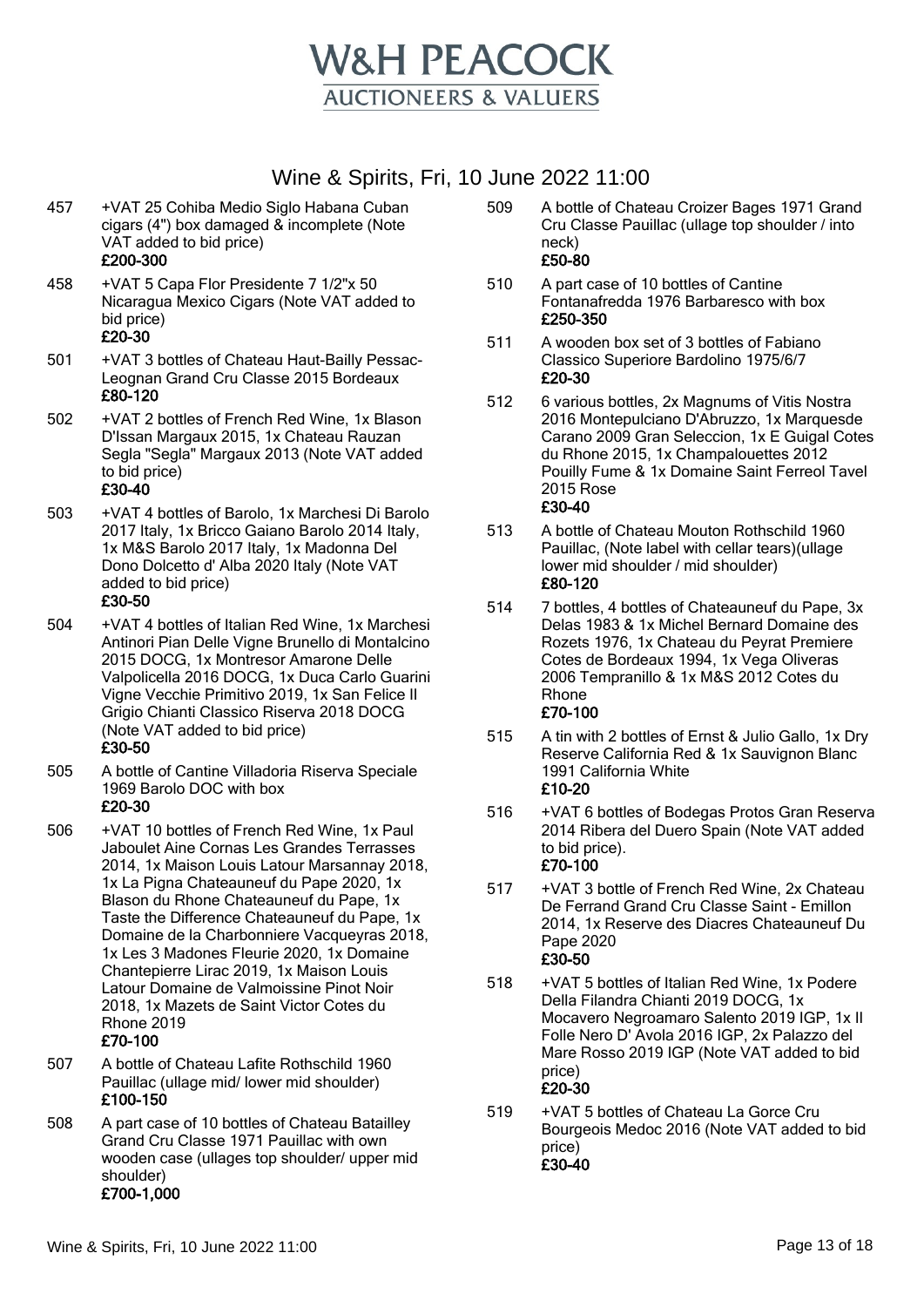# W&H PEACOCK

## AUCTIONEERS & VALUERS

## Wine & Spirits, Fri, 10 June 2022 11:00

457 +VAT 25 Cohiba Medio Siglo Habana Cuban cigars (4") box damaged & incomplete (Note VAT added to bid price)
**£200-300**

458 +VAT 5 Capa Flor Presidente 7 1/2"x 50 Nicaragua Mexico Cigars (Note VAT added to bid price)
**£20-30**

501 +VAT 3 bottles of Chateau Haut-Bailly Pessac-Leognan Grand Cru Classe 2015 Bordeaux
**£80-120**

502 +VAT 2 bottles of French Red Wine, 1x Blason D'Issan Margaux 2015, 1x Chateau Rauzan Segla "Segla" Margaux 2013 (Note VAT added to bid price)
**£30-40**

503 +VAT 4 bottles of Barolo, 1x Marchesi Di Barolo 2017 Italy, 1x Bricco Gaiano Barolo 2014 Italy, 1x M&S Barolo 2017 Italy, 1x Madonna Del Dono Dolcetto d' Alba 2020 Italy (Note VAT added to bid price)
**£30-50**

504 +VAT 4 bottles of Italian Red Wine, 1x Marchesi Antinori Pian Delle Vigne Brunello di Montalcino 2015 DOCG, 1x Montresor Amarone Delle Valpolicella 2016 DOCG, 1x Duca Carlo Guarini Vigne Vecchie Primitivo 2019, 1x San Felice Il Grigio Chianti Classico Riserva 2018 DOCG (Note VAT added to bid price)
**£30-50**

505 A bottle of Cantine Villadoria Riserva Speciale 1969 Barolo DOC with box
**£20-30**

506 +VAT 10 bottles of French Red Wine, 1x Paul Jaboulet Aine Cornas Les Grandes Terrasses 2014, 1x Maison Louis Latour Marsannay 2018, 1x La Pigna Chateauneuf du Pape 2020, 1x Blason du Rhone Chateauneuf du Pape, 1x Taste the Difference Chateauneuf du Pape, 1x Domaine de la Charbonniere Vacqueyras 2018, 1x Les 3 Madones Fleurie 2020, 1x Domaine Chantepierre Lirac 2019, 1x Maison Louis Latour Domaine de Valmoissine Pinot Noir 2018, 1x Mazets de Saint Victor Cotes du Rhone 2019
**£70-100**

507 A bottle of Chateau Lafite Rothschild 1960 Pauillac (ullage mid/ lower mid shoulder)
**£100-150**

508 A part case of 10 bottles of Chateau Batailley Grand Cru Classe 1971 Pauillac with own wooden case (ullages top shoulder/ upper mid shoulder)
**£700-1,000**

509 A bottle of Chateau Croizer Bages 1971 Grand Cru Classe Pauillac (ullage top shoulder / into neck)
**£50-80**

510 A part case of 10 bottles of Cantine Fontanafredda 1976 Barbaresco with box
**£250-350**

511 A wooden box set of 3 bottles of Fabiano Classico Superiore Bardolino 1975/6/7
**£20-30**

512 6 various bottles, 2x Magnums of Vitis Nostra 2016 Montepulciano D'Abruzzo, 1x Marquesde Carano 2009 Gran Seleccion, 1x E Guigal Cotes du Rhone 2015, 1x Champalouettes 2012 Pouilly Fume & 1x Domaine Saint Ferreol Tavel 2015 Rose
**£30-40**

513 A bottle of Chateau Mouton Rothschild 1960 Pauillac, (Note label with cellar tears)(ullage lower mid shoulder / mid shoulder)
**£80-120**

514 7 bottles, 4 bottles of Chateauneuf du Pape, 3x Delas 1983 & 1x Michel Bernard Domaine des Rozets 1976, 1x Chateau du Peyrat Premiere Cotes de Bordeaux 1994, 1x Vega Oliveras 2006 Tempranillo & 1x M&S 2012 Cotes du Rhone
**£70-100**

515 A tin with 2 bottles of Ernst & Julio Gallo, 1x Dry Reserve California Red & 1x Sauvignon Blanc 1991 California White
**£10-20**

516 +VAT 6 bottles of Bodegas Protos Gran Reserva 2014 Ribera del Duero Spain (Note VAT added to bid price).
**£70-100**

517 +VAT 3 bottle of French Red Wine, 2x Chateau De Ferrand Grand Cru Classe Saint - Emillon 2014, 1x Reserve des Diacres Chateauneuf Du Pape 2020
**£30-50**

518 +VAT 5 bottles of Italian Red Wine, 1x Podere Della Filandra Chianti 2019 DOCG, 1x Mocavero Negroamaro Salento 2019 IGP, 1x Il Folle Nero D' Avola 2016 IGP, 2x Palazzo del Mare Rosso 2019 IGP (Note VAT added to bid price)
**£20-30**

519 +VAT 5 bottles of Chateau La Gorce Cru Bourgeois Medoc 2016 (Note VAT added to bid price)
**£30-40**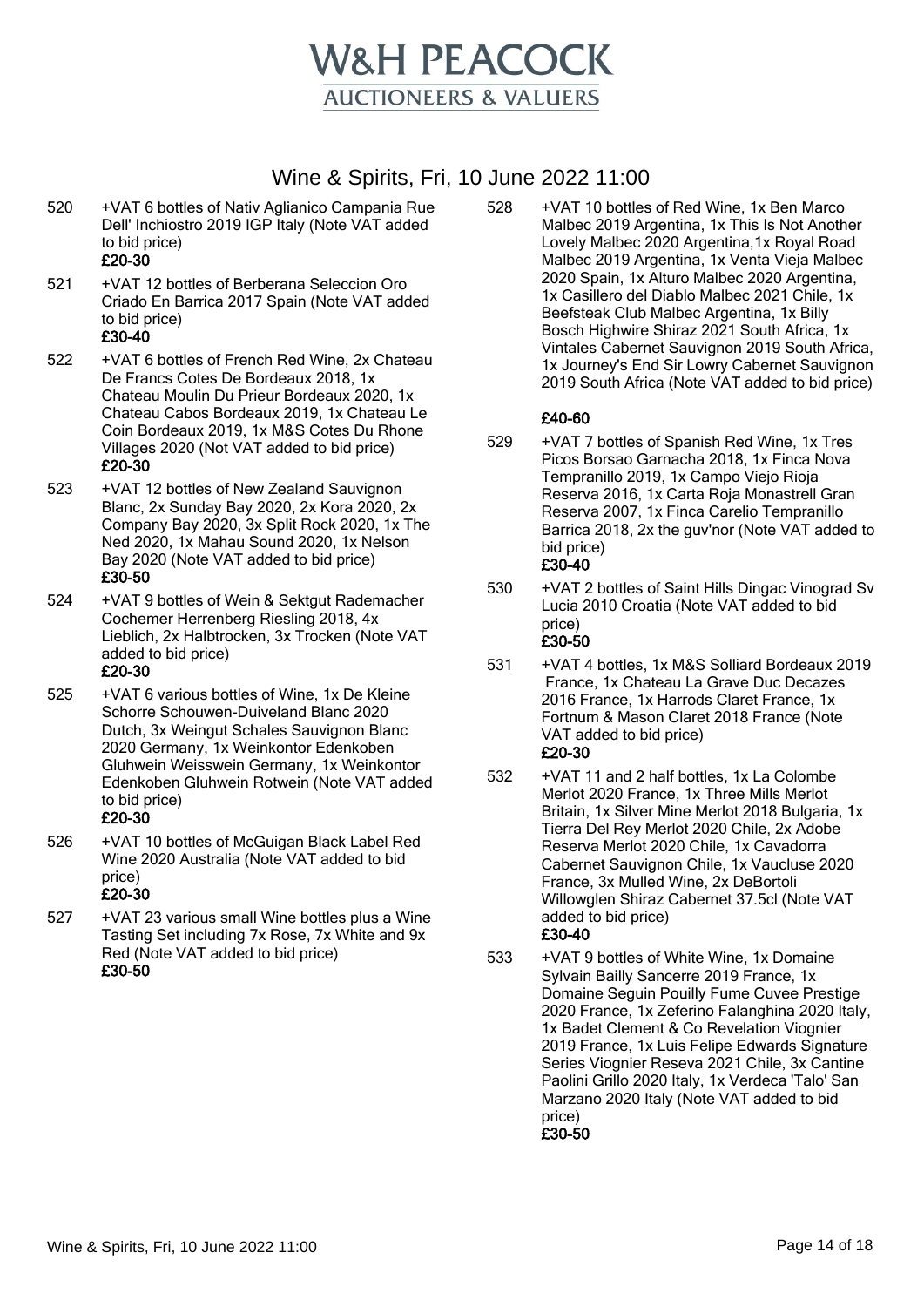# W&H PEACOCK
AUCTIONEERS & VALUERS

## Wine & Spirits, Fri, 10 June 2022 11:00

520 +VAT 6 bottles of Nativ Aglianico Campania Rue Dell' Inchiostro 2019 IGP Italy (Note VAT added to bid price)
**£20-30**

521 +VAT 12 bottles of Berberana Seleccion Oro Criado En Barrica 2017 Spain (Note VAT added to bid price)
**£30-40**

522 +VAT 6 bottles of French Red Wine, 2x Chateau De Francs Cotes De Bordeaux 2018, 1x Chateau Moulin Du Prieur Bordeaux 2020, 1x Chateau Cabos Bordeaux 2019, 1x Chateau Le Coin Bordeaux 2019, 1x M&S Cotes Du Rhone Villages 2020 (Not VAT added to bid price)
**£20-30**

523 +VAT 12 bottles of New Zealand Sauvignon Blanc, 2x Sunday Bay 2020, 2x Kora 2020, 2x Company Bay 2020, 3x Split Rock 2020, 1x The Ned 2020, 1x Mahau Sound 2020, 1x Nelson Bay 2020 (Note VAT added to bid price)
**£30-50**

524 +VAT 9 bottles of Wein & Sektgut Rademacher Cochemer Herrenberg Riesling 2018, 4x Lieblich, 2x Halbtrocken, 3x Trocken (Note VAT added to bid price)
**£20-30**

525 +VAT 6 various bottles of Wine, 1x De Kleine Schorre Schouwen-Duiveland Blanc 2020 Dutch, 3x Weingut Schales Sauvignon Blanc 2020 Germany, 1x Weinkontor Edenkoben Gluhwein Weisswein Germany, 1x Weinkontor Edenkoben Gluhwein Rotwein (Note VAT added to bid price)
**£20-30**

526 +VAT 10 bottles of McGuigan Black Label Red Wine 2020 Australia (Note VAT added to bid price)
**£20-30**

527 +VAT 23 various small Wine bottles plus a Wine Tasting Set including 7x Rose, 7x White and 9x Red (Note VAT added to bid price)
**£30-50**

528 +VAT 10 bottles of Red Wine, 1x Ben Marco Malbec 2019 Argentina, 1x This Is Not Another Lovely Malbec 2020 Argentina,1x Royal Road Malbec 2019 Argentina, 1x Venta Vieja Malbec 2020 Spain, 1x Alturo Malbec 2020 Argentina, 1x Casillero del Diablo Malbec 2021 Chile, 1x Beefsteak Club Malbec Argentina, 1x Billy Bosch Highwire Shiraz 2021 South Africa, 1x Vintales Cabernet Sauvignon 2019 South Africa, 1x Journey's End Sir Lowry Cabernet Sauvignon 2019 South Africa (Note VAT added to bid price)
**£40-60**

529 +VAT 7 bottles of Spanish Red Wine, 1x Tres Picos Borsao Garnacha 2018, 1x Finca Nova Tempranillo 2019, 1x Campo Viejo Rioja Reserva 2016, 1x Carta Roja Monastrell Gran Reserva 2007, 1x Finca Carelio Tempranillo Barrica 2018, 2x the guv'nor (Note VAT added to bid price)
**£30-40**

530 +VAT 2 bottles of Saint Hills Dingac Vinograd Sv Lucia 2010 Croatia (Note VAT added to bid price)
**£30-50**

531 +VAT 4 bottles, 1x M&S Solliard Bordeaux 2019 France, 1x Chateau La Grave Duc Decazes 2016 France, 1x Harrods Claret France, 1x Fortnum & Mason Claret 2018 France (Note VAT added to bid price)
**£20-30**

532 +VAT 11 and 2 half bottles, 1x La Colombe Merlot 2020 France, 1x Three Mills Merlot Britain, 1x Silver Mine Merlot 2018 Bulgaria, 1x Tierra Del Rey Merlot 2020 Chile, 2x Adobe Reserva Merlot 2020 Chile, 1x Cavadorra Cabernet Sauvignon Chile, 1x Vaucluse 2020 France, 3x Mulled Wine, 2x DeBortoli Willowglen Shiraz Cabernet 37.5cl (Note VAT added to bid price)
**£30-40**

533 +VAT 9 bottles of White Wine, 1x Domaine Sylvain Bailly Sancerre 2019 France, 1x Domaine Seguin Pouilly Fume Cuvee Prestige 2020 France, 1x Zeferino Falanghina 2020 Italy, 1x Badet Clement & Co Revelation Viognier 2019 France, 1x Luis Felipe Edwards Signature Series Viognier Reseva 2021 Chile, 3x Cantine Paolini Grillo 2020 Italy, 1x Verdeca 'Talo' San Marzano 2020 Italy (Note VAT added to bid price)
**£30-50**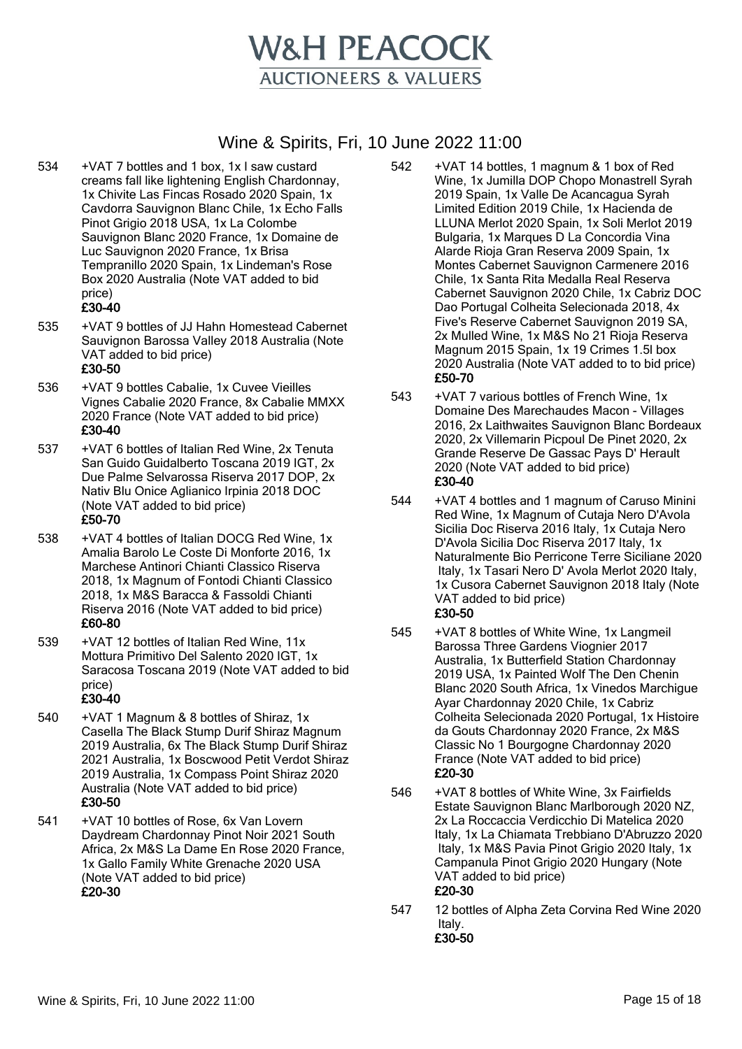# W&H PEACOCK
## AUCTIONEERS & VALUERS

## Wine & Spirits, Fri, 10 June 2022 11:00

534 +VAT 7 bottles and 1 box, 1x I saw custard creams fall like lightening English Chardonnay, 1x Chivite Las Fincas Rosado 2020 Spain, 1x Cavdorra Sauvignon Blanc Chile, 1x Echo Falls Pinot Grigio 2018 USA, 1x La Colombe Sauvignon Blanc 2020 France, 1x Domaine de Luc Sauvignon 2020 France, 1x Brisa Tempranillo 2020 Spain, 1x Lindeman's Rose Box 2020 Australia (Note VAT added to bid price)
**£30-40**

535 +VAT 9 bottles of JJ Hahn Homestead Cabernet Sauvignon Barossa Valley 2018 Australia (Note VAT added to bid price)
**£30-50**

536 +VAT 9 bottles Cabalie, 1x Cuvee Vieilles Vignes Cabalie 2020 France, 8x Cabalie MMXX 2020 France (Note VAT added to bid price)
**£30-40**

537 +VAT 6 bottles of Italian Red Wine, 2x Tenuta San Guido Guidalberto Toscana 2019 IGT, 2x Due Palme Selvarossa Riserva 2017 DOP, 2x Nativ Blu Onice Aglianico Irpinia 2018 DOC (Note VAT added to bid price)
**£50-70**

538 +VAT 4 bottles of Italian DOCG Red Wine, 1x Amalia Barolo Le Coste Di Monforte 2016, 1x Marchese Antinori Chianti Classico Riserva 2018, 1x Magnum of Fontodi Chianti Classico 2018, 1x M&S Baracca & Fassoldi Chianti Riserva 2016 (Note VAT added to bid price)
**£60-80**

539 +VAT 12 bottles of Italian Red Wine, 11x Mottura Primitivo Del Salento 2020 IGT, 1x Saracosa Toscana 2019 (Note VAT added to bid price)
**£30-40**

540 +VAT 1 Magnum & 8 bottles of Shiraz, 1x Casella The Black Stump Durif Shiraz Magnum 2019 Australia, 6x The Black Stump Durif Shiraz 2021 Australia, 1x Boscwood Petit Verdot Shiraz 2019 Australia, 1x Compass Point Shiraz 2020 Australia (Note VAT added to bid price)
**£30-50**

541 +VAT 10 bottles of Rose, 6x Van Lovern Daydream Chardonnay Pinot Noir 2021 South Africa, 2x M&S La Dame En Rose 2020 France, 1x Gallo Family White Grenache 2020 USA (Note VAT added to bid price)
**£20-30**

542 +VAT 14 bottles, 1 magnum & 1 box of Red Wine, 1x Jumilla DOP Chopo Monastrell Syrah 2019 Spain, 1x Valle De Acancagua Syrah Limited Edition 2019 Chile, 1x Hacienda de LLUNA Merlot 2020 Spain, 1x Soli Merlot 2019 Bulgaria, 1x Marques D La Concordia Vina Alarde Rioja Gran Reserva 2009 Spain, 1x Montes Cabernet Sauvignon Carmenere 2016 Chile, 1x Santa Rita Medalla Real Reserva Cabernet Sauvignon 2020 Chile, 1x Cabriz DOC Dao Portugal Colheita Selecionada 2018, 4x Five's Reserve Cabernet Sauvignon 2019 SA, 2x Mulled Wine, 1x M&S No 21 Rioja Reserva Magnum 2015 Spain, 1x 19 Crimes 1.5l box 2020 Australia (Note VAT added to to bid price)
**£50-70**

543 +VAT 7 various bottles of French Wine, 1x Domaine Des Marechaudes Macon - Villages 2016, 2x Laithwaites Sauvignon Blanc Bordeaux 2020, 2x Villemarin Picpoul De Pinet 2020, 2x Grande Reserve De Gassac Pays D' Herault 2020 (Note VAT added to bid price)
**£30-40**

544 +VAT 4 bottles and 1 magnum of Caruso Minini Red Wine, 1x Magnum of Cutaja Nero D'Avola Sicilia Doc Riserva 2016 Italy, 1x Cutaja Nero D'Avola Sicilia Doc Riserva 2017 Italy, 1x Naturalmente Bio Perricone Terre Siciliane 2020 Italy, 1x Tasari Nero D' Avola Merlot 2020 Italy, 1x Cusora Cabernet Sauvignon 2018 Italy (Note VAT added to bid price)
**£30-50**

545 +VAT 8 bottles of White Wine, 1x Langmeil Barossa Three Gardens Viognier 2017 Australia, 1x Butterfield Station Chardonnay 2019 USA, 1x Painted Wolf The Den Chenin Blanc 2020 South Africa, 1x Vinedos Marchigue Ayar Chardonnay 2020 Chile, 1x Cabriz Colheita Selecionada 2020 Portugal, 1x Histoire da Gouts Chardonnay 2020 France, 2x M&S Classic No 1 Bourgogne Chardonnay 2020 France (Note VAT added to bid price)
**£20-30**

546 +VAT 8 bottles of White Wine, 3x Fairfields Estate Sauvignon Blanc Marlborough 2020 NZ, 2x La Roccaccia Verdicchio Di Matelica 2020 Italy, 1x La Chiamata Trebbiano D'Abruzzo 2020 Italy, 1x M&S Pavia Pinot Grigio 2020 Italy, 1x Campanula Pinot Grigio 2020 Hungary (Note VAT added to bid price)
**£20-30**

547 12 bottles of Alpha Zeta Corvina Red Wine 2020 Italy.
**£30-50**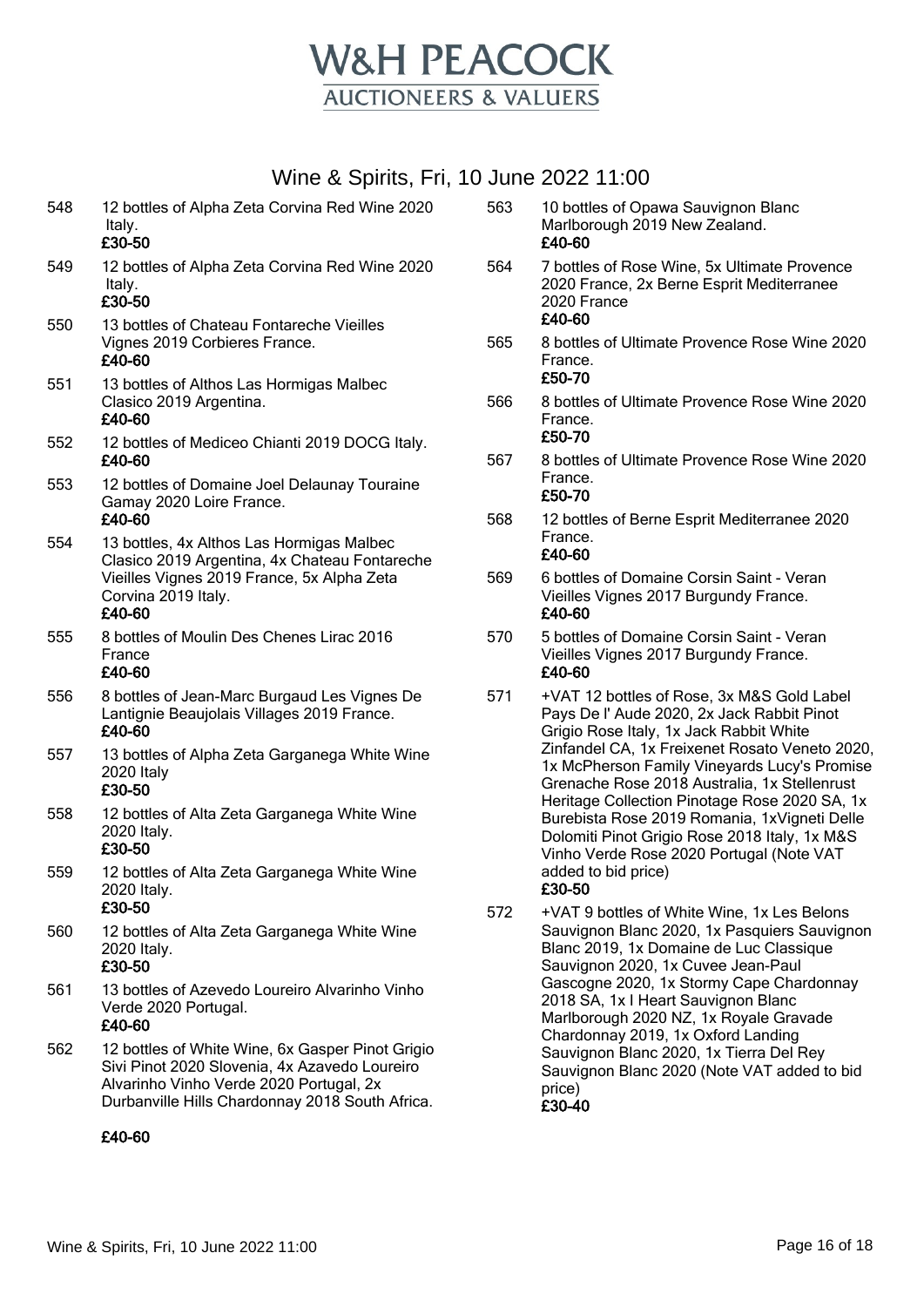# W&H PEACOCK

AUCTIONEERS & VALUERS

## Wine & Spirits, Fri, 10 June 2022 11:00

548 12 bottles of Alpha Zeta Corvina Red Wine 2020 Italy.
**£30-50**

549 12 bottles of Alpha Zeta Corvina Red Wine 2020 Italy.
**£30-50**

550 13 bottles of Chateau Fontareche Vieilles Vignes 2019 Corbieres France.
**£40-60**

551 13 bottles of Althos Las Hormigas Malbec Clasico 2019 Argentina.
**£40-60**

552 12 bottles of Mediceo Chianti 2019 DOCG Italy.
**£40-60**

553 12 bottles of Domaine Joel Delaunay Touraine Gamay 2020 Loire France.
**£40-60**

554 13 bottles, 4x Althos Las Hormigas Malbec Clasico 2019 Argentina, 4x Chateau Fontareche Vieilles Vignes 2019 France, 5x Alpha Zeta Corvina 2019 Italy.
**£40-60**

555 8 bottles of Moulin Des Chenes Lirac 2016 France
**£40-60**

556 8 bottles of Jean-Marc Burgaud Les Vignes De Lantignie Beaujolais Villages 2019 France.
**£40-60**

557 13 bottles of Alpha Zeta Garganega White Wine 2020 Italy
**£30-50**

558 12 bottles of Alta Zeta Garganega White Wine 2020 Italy.
**£30-50**

559 12 bottles of Alta Zeta Garganega White Wine 2020 Italy.
**£30-50**

560 12 bottles of Alta Zeta Garganega White Wine 2020 Italy.
**£30-50**

561 13 bottles of Azevedo Loureiro Alvarinho Vinho Verde 2020 Portugal.
**£40-60**

562 12 bottles of White Wine, 6x Gasper Pinot Grigio Sivi Pinot 2020 Slovenia, 4x Azavedo Loureiro Alvarinho Vinho Verde 2020 Portugal, 2x Durbanville Hills Chardonnay 2018 South Africa.
**£40-60**

563 10 bottles of Opawa Sauvignon Blanc Marlborough 2019 New Zealand.
**£40-60**

564 7 bottles of Rose Wine, 5x Ultimate Provence 2020 France, 2x Berne Esprit Mediterranee 2020 France
**£40-60**

565 8 bottles of Ultimate Provence Rose Wine 2020 France.
**£50-70**

566 8 bottles of Ultimate Provence Rose Wine 2020 France.
**£50-70**

567 8 bottles of Ultimate Provence Rose Wine 2020 France.
**£50-70**

568 12 bottles of Berne Esprit Mediterranee 2020 France.
**£40-60**

569 6 bottles of Domaine Corsin Saint - Veran Vieilles Vignes 2017 Burgundy France.
**£40-60**

570 5 bottles of Domaine Corsin Saint - Veran Vieilles Vignes 2017 Burgundy France.
**£40-60**

571 +VAT 12 bottles of Rose, 3x M&S Gold Label Pays De l' Aude 2020, 2x Jack Rabbit Pinot Grigio Rose Italy, 1x Jack Rabbit White Zinfandel CA, 1x Freixenet Rosato Veneto 2020, 1x McPherson Family Vineyards Lucy's Promise Grenache Rose 2018 Australia, 1x Stellenrust Heritage Collection Pinotage Rose 2020 SA, 1x Burebista Rose 2019 Romania, 1xVigneti Delle Dolomiti Pinot Grigio Rose 2018 Italy, 1x M&S Vinho Verde Rose 2020 Portugal (Note VAT added to bid price)
**£30-50**

572 +VAT 9 bottles of White Wine, 1x Les Belons Sauvignon Blanc 2020, 1x Pasquiers Sauvignon Blanc 2019, 1x Domaine de Luc Classique Sauvignon 2020, 1x Cuvee Jean-Paul Gascogne 2020, 1x Stormy Cape Chardonnay 2018 SA, 1x I Heart Sauvignon Blanc Marlborough 2020 NZ, 1x Royale Gravade Chardonnay 2019, 1x Oxford Landing Sauvignon Blanc 2020, 1x Tierra Del Rey Sauvignon Blanc 2020 (Note VAT added to bid price)
**£30-40**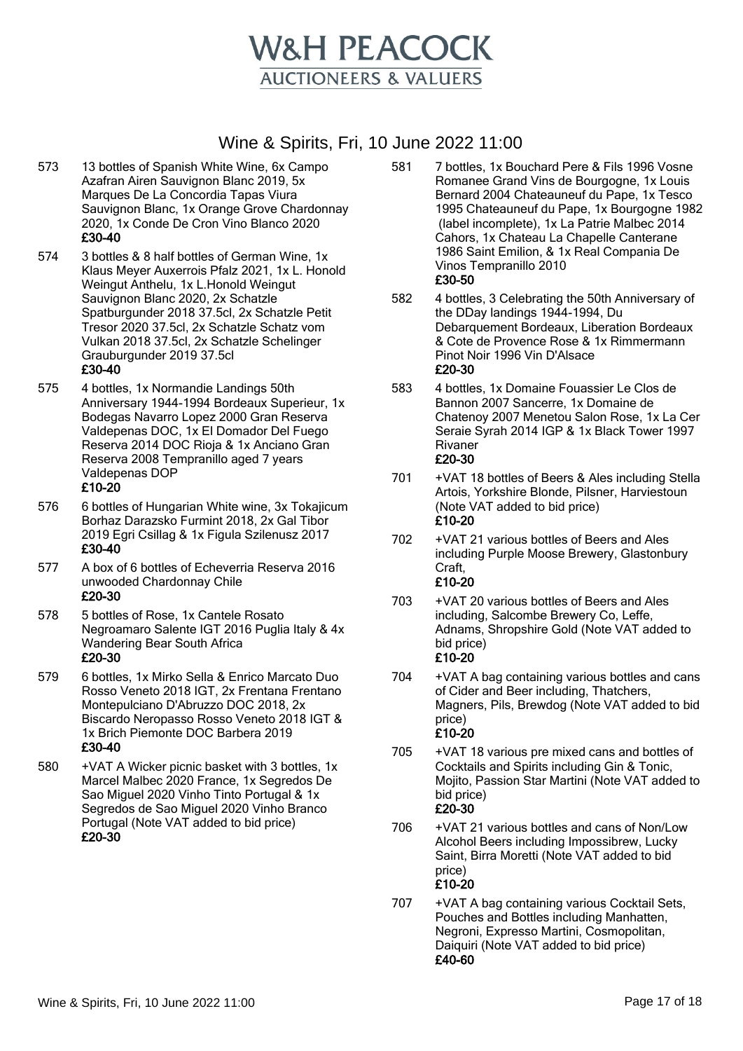# W&H PEACOCK
## AUCTIONEERS & VALUERS

## Wine & Spirits, Fri, 10 June 2022 11:00

573 13 bottles of Spanish White Wine, 6x Campo Azafran Airen Sauvignon Blanc 2019, 5x Marques De La Concordia Tapas Viura Sauvignon Blanc, 1x Orange Grove Chardonnay 2020, 1x Conde De Cron Vino Blanco 2020
**£30-40**

574 3 bottles & 8 half bottles of German Wine, 1x Klaus Meyer Auxerrois Pfalz 2021, 1x L. Honold Weingut Anthelu, 1x L.Honold Weingut Sauvignon Blanc 2020, 2x Schatzle Spatburgunder 2018 37.5cl, 2x Schatzle Petit Tresor 2020 37.5cl, 2x Schatzle Schatz vom Vulkan 2018 37.5cl, 2x Schatzle Schelinger Grauburgunder 2019 37.5cl
**£30-40**

575 4 bottles, 1x Normandie Landings 50th Anniversary 1944-1994 Bordeaux Superieur, 1x Bodegas Navarro Lopez 2000 Gran Reserva Valdepenas DOC, 1x El Domador Del Fuego Reserva 2014 DOC Rioja & 1x Anciano Gran Reserva 2008 Tempranillo aged 7 years Valdepenas DOP
**£10-20**

576 6 bottles of Hungarian White wine, 3x Tokajicum Borhaz Darazsko Furmint 2018, 2x Gal Tibor 2019 Egri Csillag & 1x Figula Szilenusz 2017
**£30-40**

577 A box of 6 bottles of Echeverria Reserva 2016 unwooded Chardonnay Chile
**£20-30**

578 5 bottles of Rose, 1x Cantele Rosato Negroamaro Salente IGT 2016 Puglia Italy & 4x Wandering Bear South Africa
**£20-30**

579 6 bottles, 1x Mirko Sella & Enrico Marcato Duo Rosso Veneto 2018 IGT, 2x Frentana Frentano Montepulciano D'Abruzzo DOC 2018, 2x Biscardo Neropasso Rosso Veneto 2018 IGT & 1x Brich Piemonte DOC Barbera 2019
**£30-40**

580 +VAT A Wicker picnic basket with 3 bottles, 1x Marcel Malbec 2020 France, 1x Segredos De Sao Miguel 2020 Vinho Tinto Portugal & 1x Segredos de Sao Miguel 2020 Vinho Branco Portugal (Note VAT added to bid price)
**£20-30**

581 7 bottles, 1x Bouchard Pere & Fils 1996 Vosne Romanee Grand Vins de Bourgogne, 1x Louis Bernard 2004 Chateauneuf du Pape, 1x Tesco 1995 Chateauneuf du Pape, 1x Bourgogne 1982 (label incomplete), 1x La Patrie Malbec 2014 Cahors, 1x Chateau La Chapelle Canterane 1986 Saint Emilion, & 1x Real Compania De Vinos Tempranillo 2010
**£30-50**

582 4 bottles, 3 Celebrating the 50th Anniversary of the DDay landings 1944-1994, Du Debarquement Bordeaux, Liberation Bordeaux & Cote de Provence Rose & 1x Rimmermann Pinot Noir 1996 Vin D'Alsace
**£20-30**

583 4 bottles, 1x Domaine Fouassier Le Clos de Bannon 2007 Sancerre, 1x Domaine de Chatenoy 2007 Menetou Salon Rose, 1x La Cer Seraie Syrah 2014 IGP & 1x Black Tower 1997 Rivaner
**£20-30**

701 +VAT 18 bottles of Beers & Ales including Stella Artois, Yorkshire Blonde, Pilsner, Harviestoun (Note VAT added to bid price)
**£10-20**

702 +VAT 21 various bottles of Beers and Ales including Purple Moose Brewery, Glastonbury Craft,
**£10-20**

703 +VAT 20 various bottles of Beers and Ales including, Salcombe Brewery Co, Leffe, Adnams, Shropshire Gold (Note VAT added to bid price)
**£10-20**

704 +VAT A bag containing various bottles and cans of Cider and Beer including, Thatchers, Magners, Pils, Brewdog (Note VAT added to bid price)
**£10-20**

705 +VAT 18 various pre mixed cans and bottles of Cocktails and Spirits including Gin & Tonic, Mojito, Passion Star Martini (Note VAT added to bid price)
**£20-30**

706 +VAT 21 various bottles and cans of Non/Low Alcohol Beers including Impossibrew, Lucky Saint, Birra Moretti (Note VAT added to bid price)
**£10-20**

707 +VAT A bag containing various Cocktail Sets, Pouches and Bottles including Manhatten, Negroni, Expresso Martini, Cosmopolitan, Daiquiri (Note VAT added to bid price)
**£40-60**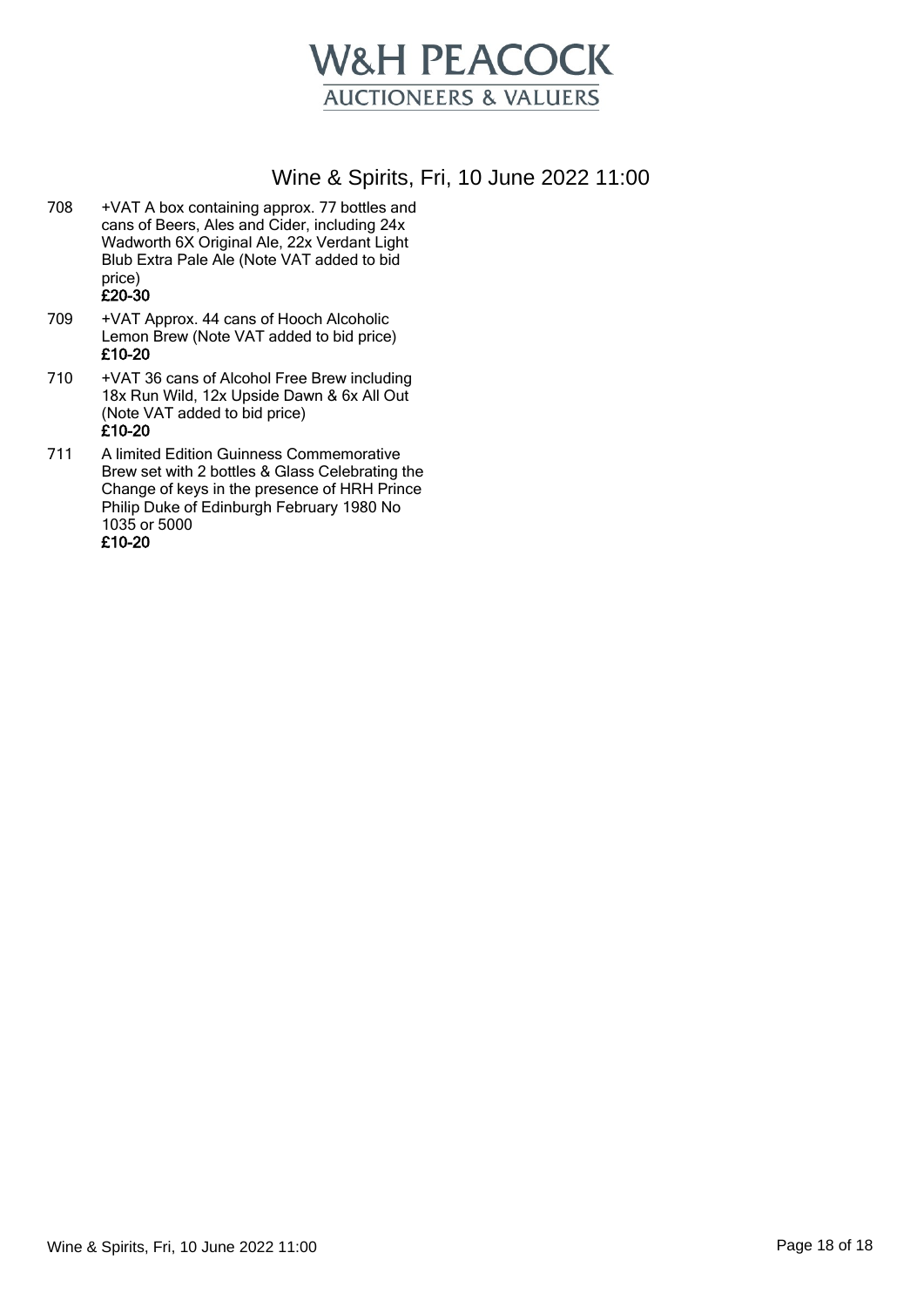# W&H PEACOCK
## AUCTIONEERS & VALUERS

## Wine & Spirits, Fri, 10 June 2022 11:00

708 +VAT A box containing approx. 77 bottles and cans of Beers, Ales and Cider, including 24x Wadworth 6X Original Ale, 22x Verdant Light Blub Extra Pale Ale (Note VAT added to bid price)
**£20-30**

709 +VAT Approx. 44 cans of Hooch Alcoholic Lemon Brew (Note VAT added to bid price)
**£10-20**

710 +VAT 36 cans of Alcohol Free Brew including 18x Run Wild, 12x Upside Dawn & 6x All Out (Note VAT added to bid price)
**£10-20**

711 A limited Edition Guinness Commemorative Brew set with 2 bottles & Glass Celebrating the Change of keys in the presence of HRH Prince Philip Duke of Edinburgh February 1980 No 1035 or 5000
**£10-20**